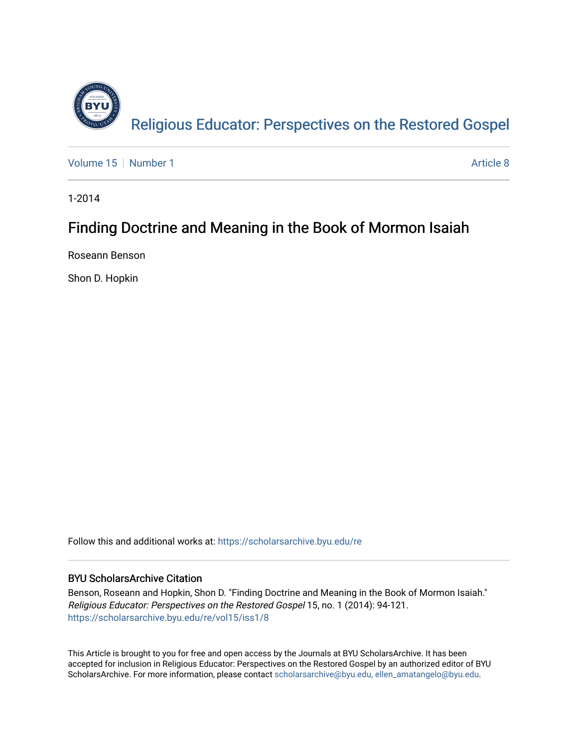[Religious Educator: Perspectives on the Restored Gospel](https://scholarsarchive.byu.edu/re)

Volume 15 | Number 1 — Article 8

1-2014

# Finding Doctrine and Meaning in the Book of Mormon Isaiah

Roseann Benson

Shon D. Hopkin

Follow this and additional works at: https://scholarsarchive.byu.edu/re

## BYU ScholarsArchive Citation

Benson, Roseann and Hopkin, Shon D. "Finding Doctrine and Meaning in the Book of Mormon Isaiah." *Religious Educator: Perspectives on the Restored Gospel* 15, no. 1 (2014): 94-121.
https://scholarsarchive.byu.edu/re/vol15/iss1/8

This Article is brought to you for free and open access by the Journals at BYU ScholarsArchive. It has been accepted for inclusion in Religious Educator: Perspectives on the Restored Gospel by an authorized editor of BYU ScholarsArchive. For more information, please contact scholarsarchive@byu.edu, ellen_amatangelo@byu.edu.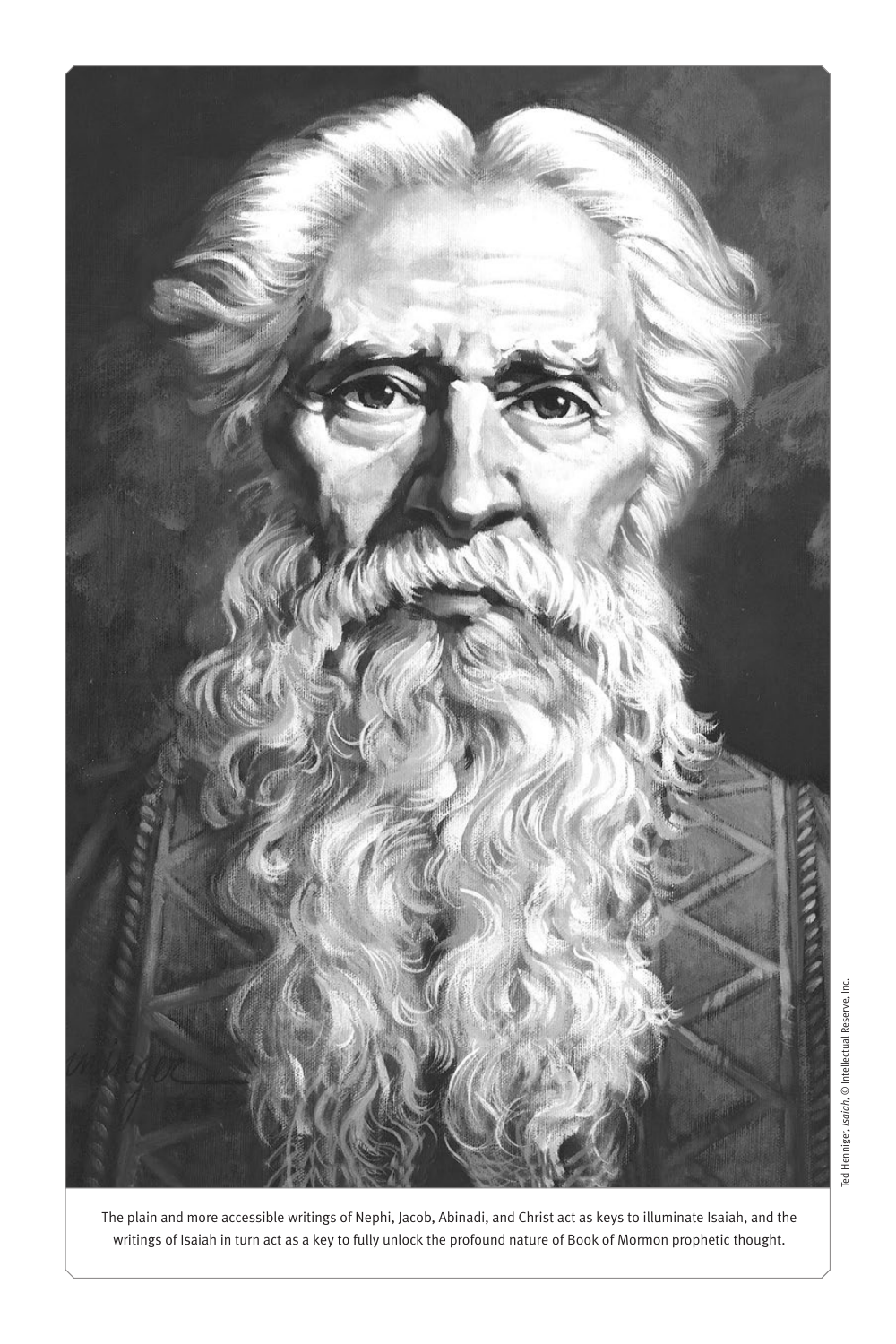The plain and more accessible writings of Nephi, Jacob, Abinadi, and Christ act as keys to illuminate Isaiah, and the writings of Isaiah in turn act as a key to fully unlock the profound nature of Book of Mormon prophetic thought.

Ted Henniger, *Isaiah*, © Intellectual Reserve, Inc.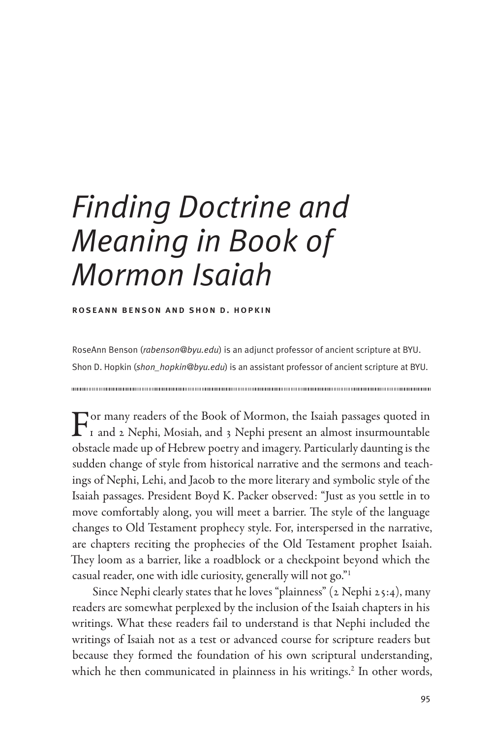# Finding Doctrine and Meaning in Book of Mormon Isaiah

**ROSEANN BENSON AND SHON D. HOPKIN**

RoseAnn Benson (*rabenson@byu.edu*) is an adjunct professor of ancient scripture at BYU.

Shon D. Hopkin (*shon_hopkin@byu.edu*) is an assistant professor of ancient scripture at BYU.

For many readers of the Book of Mormon, the Isaiah passages quoted in 1 and 2 Nephi, Mosiah, and 3 Nephi present an almost insurmountable obstacle made up of Hebrew poetry and imagery. Particularly daunting is the sudden change of style from historical narrative and the sermons and teachings of Nephi, Lehi, and Jacob to the more literary and symbolic style of the Isaiah passages. President Boyd K. Packer observed: "Just as you settle in to move comfortably along, you will meet a barrier. The style of the language changes to Old Testament prophecy style. For, interspersed in the narrative, are chapters reciting the prophecies of the Old Testament prophet Isaiah. They loom as a barrier, like a roadblock or a checkpoint beyond which the casual reader, one with idle curiosity, generally will not go."[1]

Since Nephi clearly states that he loves "plainness" (2 Nephi 25:4), many readers are somewhat perplexed by the inclusion of the Isaiah chapters in his writings. What these readers fail to understand is that Nephi included the writings of Isaiah not as a test or advanced course for scripture readers but because they formed the foundation of his own scriptural understanding, which he then communicated in plainness in his writings.[2] In other words,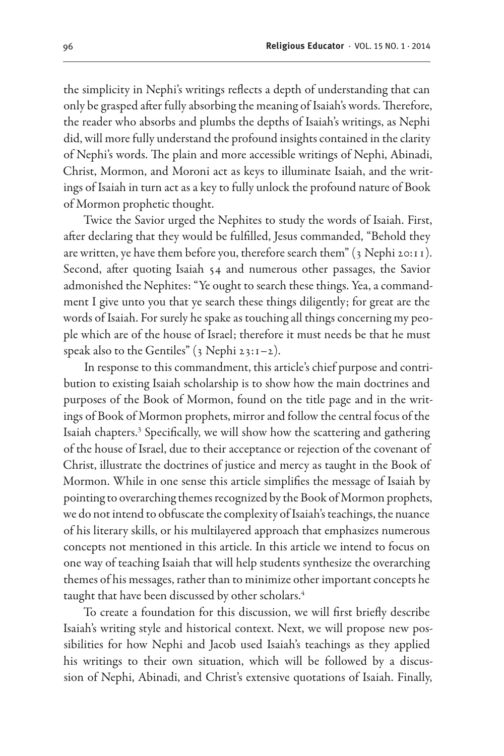the simplicity in Nephi's writings reflects a depth of understanding that can only be grasped after fully absorbing the meaning of Isaiah's words. Therefore, the reader who absorbs and plumbs the depths of Isaiah's writings, as Nephi did, will more fully understand the profound insights contained in the clarity of Nephi's words. The plain and more accessible writings of Nephi, Abinadi, Christ, Mormon, and Moroni act as keys to illuminate Isaiah, and the writings of Isaiah in turn act as a key to fully unlock the profound nature of Book of Mormon prophetic thought.

Twice the Savior urged the Nephites to study the words of Isaiah. First, after declaring that they would be fulfilled, Jesus commanded, "Behold they are written, ye have them before you, therefore search them" (3 Nephi 20:11). Second, after quoting Isaiah 54 and numerous other passages, the Savior admonished the Nephites: "Ye ought to search these things. Yea, a commandment I give unto you that ye search these things diligently; for great are the words of Isaiah. For surely he spake as touching all things concerning my people which are of the house of Israel; therefore it must needs be that he must speak also to the Gentiles" (3 Nephi 23:1–2).

In response to this commandment, this article's chief purpose and contribution to existing Isaiah scholarship is to show how the main doctrines and purposes of the Book of Mormon, found on the title page and in the writings of Book of Mormon prophets, mirror and follow the central focus of the Isaiah chapters.[3] Specifically, we will show how the scattering and gathering of the house of Israel, due to their acceptance or rejection of the covenant of Christ, illustrate the doctrines of justice and mercy as taught in the Book of Mormon. While in one sense this article simplifies the message of Isaiah by pointing to overarching themes recognized by the Book of Mormon prophets, we do not intend to obfuscate the complexity of Isaiah's teachings, the nuance of his literary skills, or his multilayered approach that emphasizes numerous concepts not mentioned in this article. In this article we intend to focus on one way of teaching Isaiah that will help students synthesize the overarching themes of his messages, rather than to minimize other important concepts he taught that have been discussed by other scholars.[4]

To create a foundation for this discussion, we will first briefly describe Isaiah's writing style and historical context. Next, we will propose new possibilities for how Nephi and Jacob used Isaiah's teachings as they applied his writings to their own situation, which will be followed by a discussion of Nephi, Abinadi, and Christ's extensive quotations of Isaiah. Finally,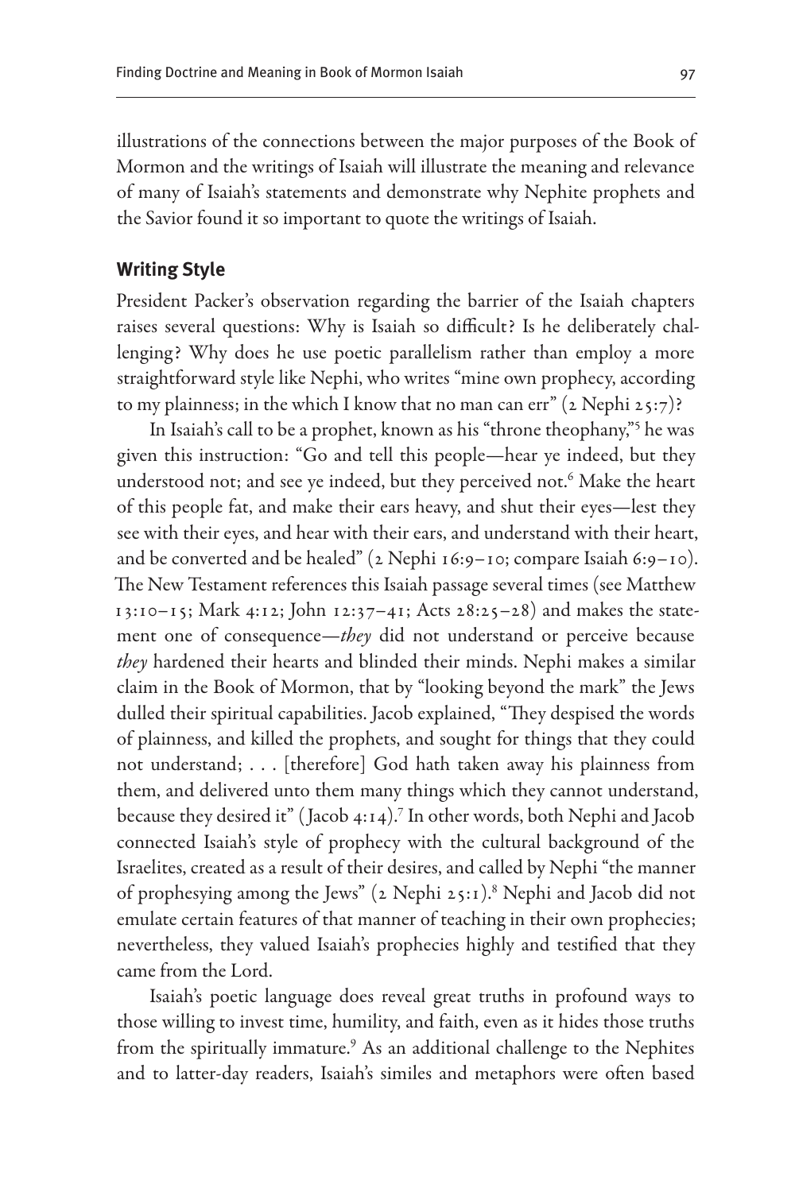illustrations of the connections between the major purposes of the Book of Mormon and the writings of Isaiah will illustrate the meaning and relevance of many of Isaiah's statements and demonstrate why Nephite prophets and the Savior found it so important to quote the writings of Isaiah.

## Writing Style

President Packer's observation regarding the barrier of the Isaiah chapters raises several questions: Why is Isaiah so difficult? Is he deliberately challenging? Why does he use poetic parallelism rather than employ a more straightforward style like Nephi, who writes "mine own prophecy, according to my plainness; in the which I know that no man can err" (2 Nephi 25:7)?

In Isaiah's call to be a prophet, known as his "throne theophany,"[5] he was given this instruction: "Go and tell this people—hear ye indeed, but they understood not; and see ye indeed, but they perceived not.[6] Make the heart of this people fat, and make their ears heavy, and shut their eyes—lest they see with their eyes, and hear with their ears, and understand with their heart, and be converted and be healed" (2 Nephi 16:9–10; compare Isaiah 6:9–10). The New Testament references this Isaiah passage several times (see Matthew 13:10–15; Mark 4:12; John 12:37–41; Acts 28:25–28) and makes the statement one of consequence—*they* did not understand or perceive because *they* hardened their hearts and blinded their minds. Nephi makes a similar claim in the Book of Mormon, that by "looking beyond the mark" the Jews dulled their spiritual capabilities. Jacob explained, "They despised the words of plainness, and killed the prophets, and sought for things that they could not understand; . . . [therefore] God hath taken away his plainness from them, and delivered unto them many things which they cannot understand, because they desired it" (Jacob 4:14).[7] In other words, both Nephi and Jacob connected Isaiah's style of prophecy with the cultural background of the Israelites, created as a result of their desires, and called by Nephi "the manner of prophesying among the Jews" (2 Nephi 25:1).[8] Nephi and Jacob did not emulate certain features of that manner of teaching in their own prophecies; nevertheless, they valued Isaiah's prophecies highly and testified that they came from the Lord.

Isaiah's poetic language does reveal great truths in profound ways to those willing to invest time, humility, and faith, even as it hides those truths from the spiritually immature.[9] As an additional challenge to the Nephites and to latter-day readers, Isaiah's similes and metaphors were often based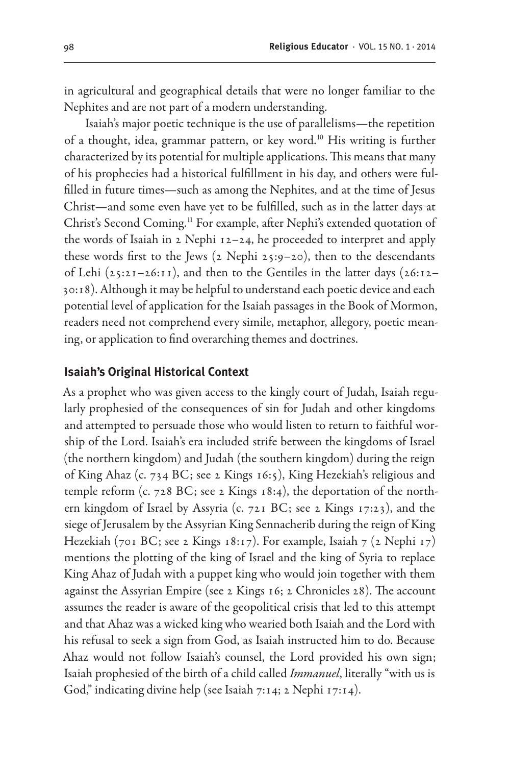in agricultural and geographical details that were no longer familiar to the Nephites and are not part of a modern understanding.

Isaiah's major poetic technique is the use of parallelisms—the repetition of a thought, idea, grammar pattern, or key word.[10] His writing is further characterized by its potential for multiple applications. This means that many of his prophecies had a historical fulfillment in his day, and others were fulfilled in future times—such as among the Nephites, and at the time of Jesus Christ—and some even have yet to be fulfilled, such as in the latter days at Christ's Second Coming.[11] For example, after Nephi's extended quotation of the words of Isaiah in 2 Nephi 12–24, he proceeded to interpret and apply these words first to the Jews (2 Nephi 25:9–20), then to the descendants of Lehi (25:21–26:11), and then to the Gentiles in the latter days (26:12–30:18). Although it may be helpful to understand each poetic device and each potential level of application for the Isaiah passages in the Book of Mormon, readers need not comprehend every simile, metaphor, allegory, poetic meaning, or application to find overarching themes and doctrines.

## Isaiah's Original Historical Context

As a prophet who was given access to the kingly court of Judah, Isaiah regularly prophesied of the consequences of sin for Judah and other kingdoms and attempted to persuade those who would listen to return to faithful worship of the Lord. Isaiah's era included strife between the kingdoms of Israel (the northern kingdom) and Judah (the southern kingdom) during the reign of King Ahaz (c. 734 BC; see 2 Kings 16:5), King Hezekiah's religious and temple reform (c. 728 BC; see 2 Kings 18:4), the deportation of the northern kingdom of Israel by Assyria (c. 721 BC; see 2 Kings 17:23), and the siege of Jerusalem by the Assyrian King Sennacherib during the reign of King Hezekiah (701 BC; see 2 Kings 18:17). For example, Isaiah 7 (2 Nephi 17) mentions the plotting of the king of Israel and the king of Syria to replace King Ahaz of Judah with a puppet king who would join together with them against the Assyrian Empire (see 2 Kings 16; 2 Chronicles 28). The account assumes the reader is aware of the geopolitical crisis that led to this attempt and that Ahaz was a wicked king who wearied both Isaiah and the Lord with his refusal to seek a sign from God, as Isaiah instructed him to do. Because Ahaz would not follow Isaiah's counsel, the Lord provided his own sign; Isaiah prophesied of the birth of a child called *Immanuel*, literally "with us is God," indicating divine help (see Isaiah 7:14; 2 Nephi 17:14).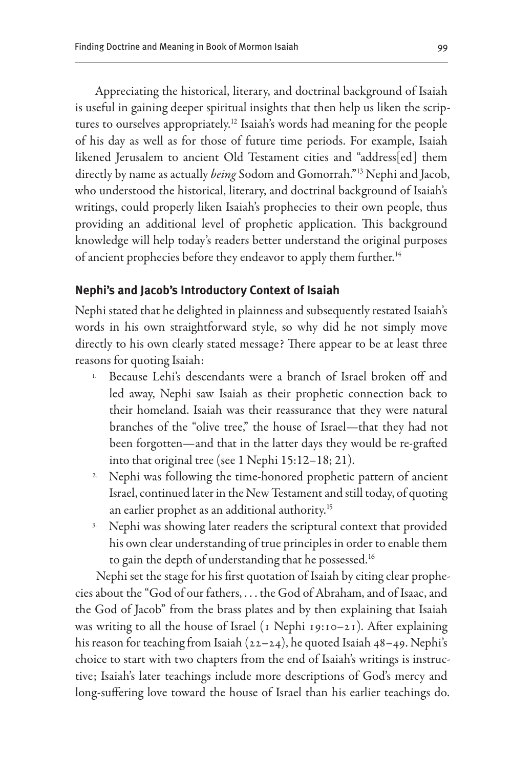Appreciating the historical, literary, and doctrinal background of Isaiah is useful in gaining deeper spiritual insights that then help us liken the scriptures to ourselves appropriately.[12] Isaiah's words had meaning for the people of his day as well as for those of future time periods. For example, Isaiah likened Jerusalem to ancient Old Testament cities and "address[ed] them directly by name as actually *being* Sodom and Gomorrah."[13] Nephi and Jacob, who understood the historical, literary, and doctrinal background of Isaiah's writings, could properly liken Isaiah's prophecies to their own people, thus providing an additional level of prophetic application. This background knowledge will help today's readers better understand the original purposes of ancient prophecies before they endeavor to apply them further.[14]

## Nephi's and Jacob's Introductory Context of Isaiah

Nephi stated that he delighted in plainness and subsequently restated Isaiah's words in his own straightforward style, so why did he not simply move directly to his own clearly stated message? There appear to be at least three reasons for quoting Isaiah:

1. Because Lehi's descendants were a branch of Israel broken off and led away, Nephi saw Isaiah as their prophetic connection back to their homeland. Isaiah was their reassurance that they were natural branches of the "olive tree," the house of Israel—that they had not been forgotten—and that in the latter days they would be re-grafted into that original tree (see 1 Nephi 15:12–18; 21).
2. Nephi was following the time-honored prophetic pattern of ancient Israel, continued later in the New Testament and still today, of quoting an earlier prophet as an additional authority.[15]
3. Nephi was showing later readers the scriptural context that provided his own clear understanding of true principles in order to enable them to gain the depth of understanding that he possessed.[16]

Nephi set the stage for his first quotation of Isaiah by citing clear prophecies about the "God of our fathers, . . . the God of Abraham, and of Isaac, and the God of Jacob" from the brass plates and by then explaining that Isaiah was writing to all the house of Israel (1 Nephi 19:10–21). After explaining his reason for teaching from Isaiah (22–24), he quoted Isaiah 48–49. Nephi's choice to start with two chapters from the end of Isaiah's writings is instructive; Isaiah's later teachings include more descriptions of God's mercy and long-suffering love toward the house of Israel than his earlier teachings do.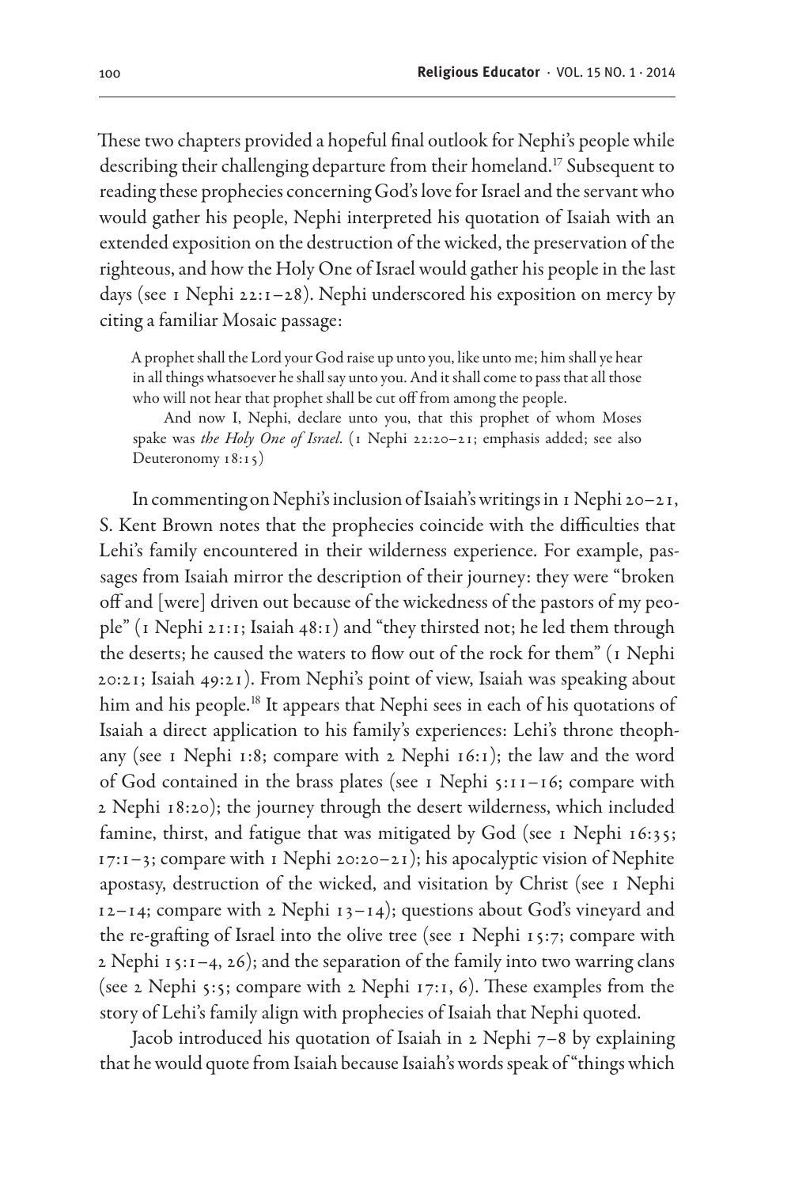These two chapters provided a hopeful final outlook for Nephi's people while describing their challenging departure from their homeland.[17] Subsequent to reading these prophecies concerning God's love for Israel and the servant who would gather his people, Nephi interpreted his quotation of Isaiah with an extended exposition on the destruction of the wicked, the preservation of the righteous, and how the Holy One of Israel would gather his people in the last days (see 1 Nephi 22:1–28). Nephi underscored his exposition on mercy by citing a familiar Mosaic passage:

> A prophet shall the Lord your God raise up unto you, like unto me; him shall ye hear in all things whatsoever he shall say unto you. And it shall come to pass that all those who will not hear that prophet shall be cut off from among the people.
>
> And now I, Nephi, declare unto you, that this prophet of whom Moses spake was *the Holy One of Israel*. (1 Nephi 22:20–21; emphasis added; see also Deuteronomy 18:15)

In commenting on Nephi's inclusion of Isaiah's writings in 1 Nephi 20–21, S. Kent Brown notes that the prophecies coincide with the difficulties that Lehi's family encountered in their wilderness experience. For example, passages from Isaiah mirror the description of their journey: they were "broken off and [were] driven out because of the wickedness of the pastors of my people" (1 Nephi 21:1; Isaiah 48:1) and "they thirsted not; he led them through the deserts; he caused the waters to flow out of the rock for them" (1 Nephi 20:21; Isaiah 49:21). From Nephi's point of view, Isaiah was speaking about him and his people.[18] It appears that Nephi sees in each of his quotations of Isaiah a direct application to his family's experiences: Lehi's throne theophany (see 1 Nephi 1:8; compare with 2 Nephi 16:1); the law and the word of God contained in the brass plates (see 1 Nephi 5:11–16; compare with 2 Nephi 18:20); the journey through the desert wilderness, which included famine, thirst, and fatigue that was mitigated by God (see 1 Nephi 16:35; 17:1–3; compare with 1 Nephi 20:20–21); his apocalyptic vision of Nephite apostasy, destruction of the wicked, and visitation by Christ (see 1 Nephi 12–14; compare with 2 Nephi 13–14); questions about God's vineyard and the re-grafting of Israel into the olive tree (see 1 Nephi 15:7; compare with 2 Nephi 15:1–4, 26); and the separation of the family into two warring clans (see 2 Nephi 5:5; compare with 2 Nephi 17:1, 6). These examples from the story of Lehi's family align with prophecies of Isaiah that Nephi quoted.

Jacob introduced his quotation of Isaiah in 2 Nephi 7–8 by explaining that he would quote from Isaiah because Isaiah's words speak of "things which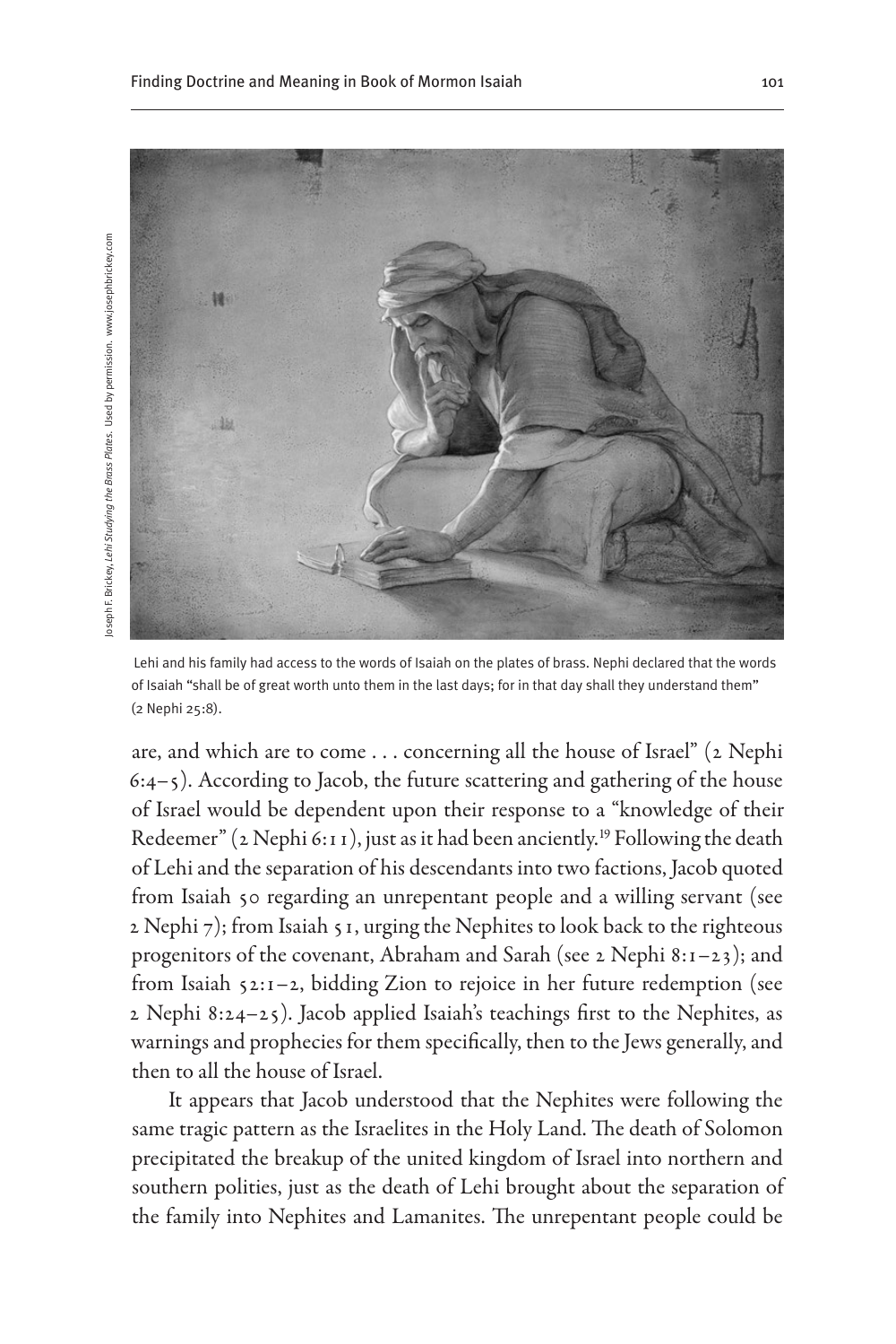Joseph F. Brickey, *Lehi Studying the Brass Plates*. Used by permission. www.josephbrickey.com

Lehi and his family had access to the words of Isaiah on the plates of brass. Nephi declared that the words of Isaiah "shall be of great worth unto them in the last days; for in that day shall they understand them" (2 Nephi 25:8).

are, and which are to come . . . concerning all the house of Israel" (2 Nephi 6:4–5). According to Jacob, the future scattering and gathering of the house of Israel would be dependent upon their response to a "knowledge of their Redeemer" (2 Nephi 6:11), just as it had been anciently.[19] Following the death of Lehi and the separation of his descendants into two factions, Jacob quoted from Isaiah 50 regarding an unrepentant people and a willing servant (see 2 Nephi 7); from Isaiah 51, urging the Nephites to look back to the righteous progenitors of the covenant, Abraham and Sarah (see 2 Nephi 8:1–23); and from Isaiah 52:1–2, bidding Zion to rejoice in her future redemption (see 2 Nephi 8:24–25). Jacob applied Isaiah's teachings first to the Nephites, as warnings and prophecies for them specifically, then to the Jews generally, and then to all the house of Israel.

It appears that Jacob understood that the Nephites were following the same tragic pattern as the Israelites in the Holy Land. The death of Solomon precipitated the breakup of the united kingdom of Israel into northern and southern polities, just as the death of Lehi brought about the separation of the family into Nephites and Lamanites. The unrepentant people could be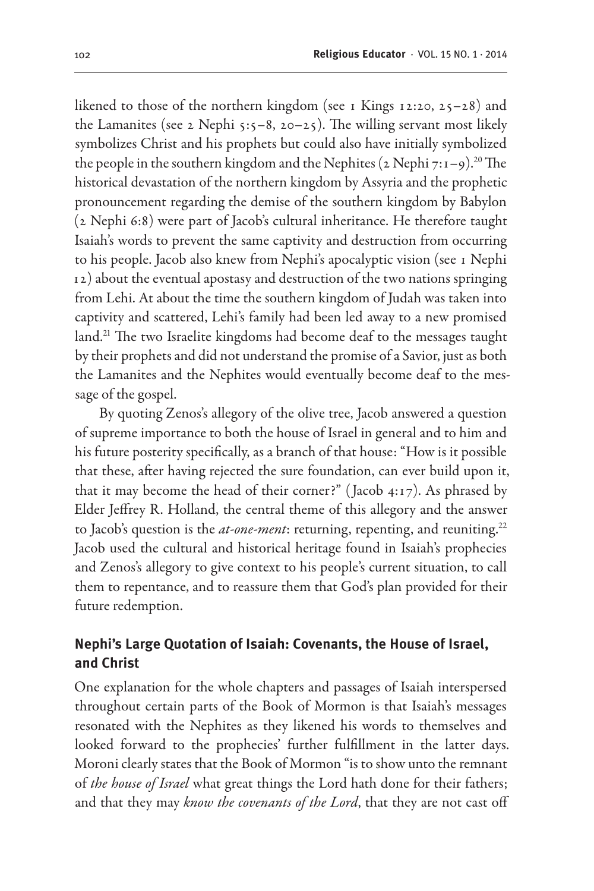likened to those of the northern kingdom (see 1 Kings 12:20, 25–28) and the Lamanites (see 2 Nephi 5:5–8, 20–25). The willing servant most likely symbolizes Christ and his prophets but could also have initially symbolized the people in the southern kingdom and the Nephites (2 Nephi 7:1–9).[20] The historical devastation of the northern kingdom by Assyria and the prophetic pronouncement regarding the demise of the southern kingdom by Babylon (2 Nephi 6:8) were part of Jacob's cultural inheritance. He therefore taught Isaiah's words to prevent the same captivity and destruction from occurring to his people. Jacob also knew from Nephi's apocalyptic vision (see 1 Nephi 12) about the eventual apostasy and destruction of the two nations springing from Lehi. At about the time the southern kingdom of Judah was taken into captivity and scattered, Lehi's family had been led away to a new promised land.[21] The two Israelite kingdoms had become deaf to the messages taught by their prophets and did not understand the promise of a Savior, just as both the Lamanites and the Nephites would eventually become deaf to the message of the gospel.

By quoting Zenos's allegory of the olive tree, Jacob answered a question of supreme importance to both the house of Israel in general and to him and his future posterity specifically, as a branch of that house: "How is it possible that these, after having rejected the sure foundation, can ever build upon it, that it may become the head of their corner?" (Jacob 4:17). As phrased by Elder Jeffrey R. Holland, the central theme of this allegory and the answer to Jacob's question is the *at-one-ment*: returning, repenting, and reuniting.[22] Jacob used the cultural and historical heritage found in Isaiah's prophecies and Zenos's allegory to give context to his people's current situation, to call them to repentance, and to reassure them that God's plan provided for their future redemption.

## Nephi's Large Quotation of Isaiah: Covenants, the House of Israel, and Christ

One explanation for the whole chapters and passages of Isaiah interspersed throughout certain parts of the Book of Mormon is that Isaiah's messages resonated with the Nephites as they likened his words to themselves and looked forward to the prophecies' further fulfillment in the latter days. Moroni clearly states that the Book of Mormon "is to show unto the remnant of *the house of Israel* what great things the Lord hath done for their fathers; and that they may *know the covenants of the Lord*, that they are not cast off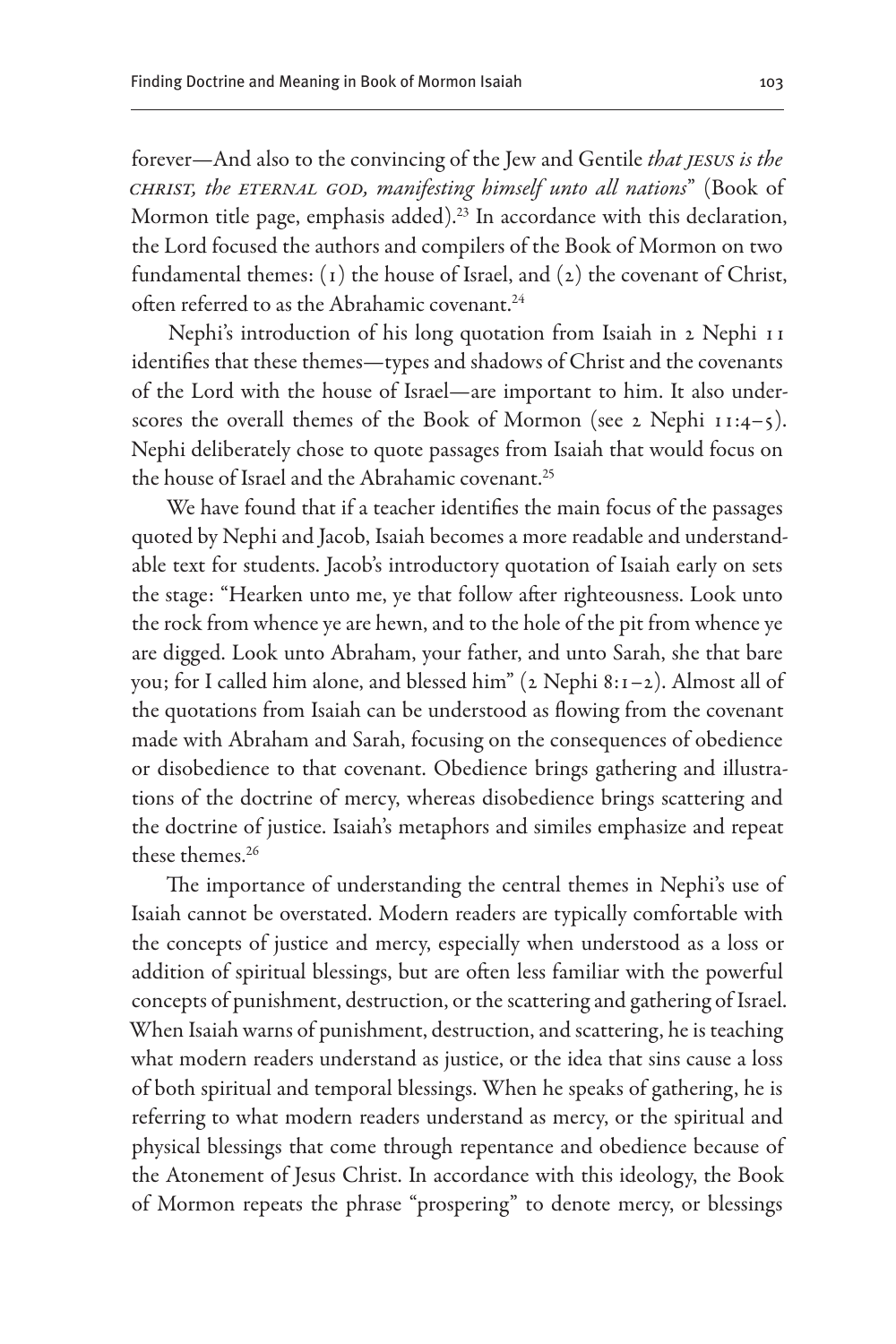forever—And also to the convincing of the Jew and Gentile *that JESUS is the CHRIST, the ETERNAL GOD, manifesting himself unto all nations*" (Book of Mormon title page, emphasis added).[23] In accordance with this declaration, the Lord focused the authors and compilers of the Book of Mormon on two fundamental themes: (1) the house of Israel, and (2) the covenant of Christ, often referred to as the Abrahamic covenant.[24]

Nephi's introduction of his long quotation from Isaiah in 2 Nephi 11 identifies that these themes—types and shadows of Christ and the covenants of the Lord with the house of Israel—are important to him. It also underscores the overall themes of the Book of Mormon (see 2 Nephi 11:4–5). Nephi deliberately chose to quote passages from Isaiah that would focus on the house of Israel and the Abrahamic covenant.[25]

We have found that if a teacher identifies the main focus of the passages quoted by Nephi and Jacob, Isaiah becomes a more readable and understandable text for students. Jacob's introductory quotation of Isaiah early on sets the stage: "Hearken unto me, ye that follow after righteousness. Look unto the rock from whence ye are hewn, and to the hole of the pit from whence ye are digged. Look unto Abraham, your father, and unto Sarah, she that bare you; for I called him alone, and blessed him" (2 Nephi 8:1–2). Almost all of the quotations from Isaiah can be understood as flowing from the covenant made with Abraham and Sarah, focusing on the consequences of obedience or disobedience to that covenant. Obedience brings gathering and illustrations of the doctrine of mercy, whereas disobedience brings scattering and the doctrine of justice. Isaiah's metaphors and similes emphasize and repeat these themes.[26]

The importance of understanding the central themes in Nephi's use of Isaiah cannot be overstated. Modern readers are typically comfortable with the concepts of justice and mercy, especially when understood as a loss or addition of spiritual blessings, but are often less familiar with the powerful concepts of punishment, destruction, or the scattering and gathering of Israel. When Isaiah warns of punishment, destruction, and scattering, he is teaching what modern readers understand as justice, or the idea that sins cause a loss of both spiritual and temporal blessings. When he speaks of gathering, he is referring to what modern readers understand as mercy, or the spiritual and physical blessings that come through repentance and obedience because of the Atonement of Jesus Christ. In accordance with this ideology, the Book of Mormon repeats the phrase "prospering" to denote mercy, or blessings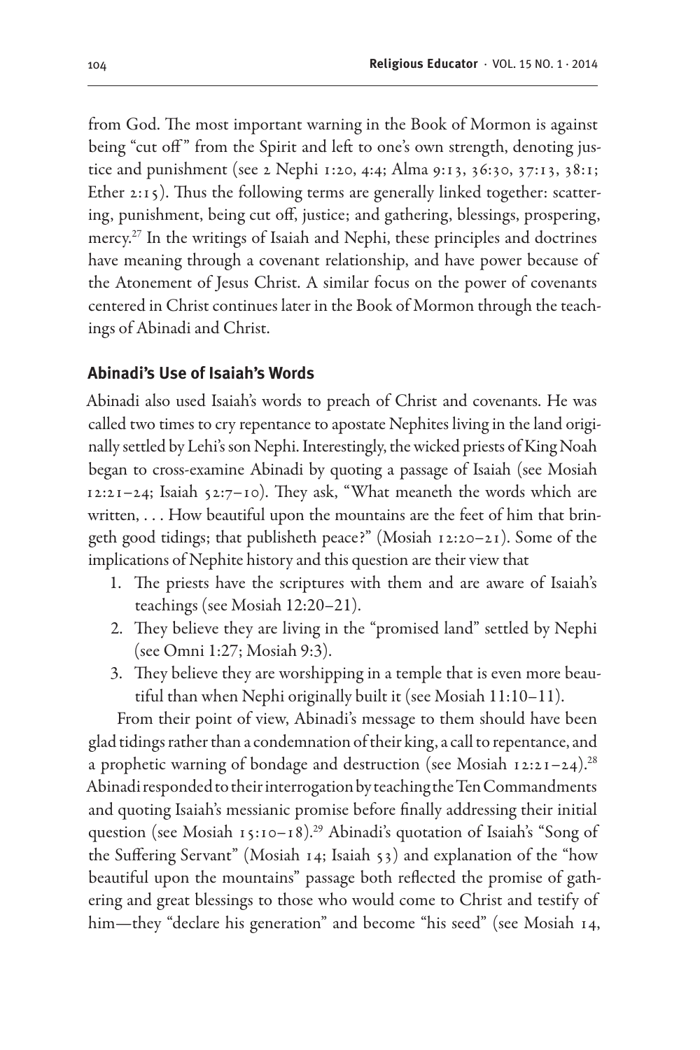from God. The most important warning in the Book of Mormon is against being "cut off" from the Spirit and left to one's own strength, denoting justice and punishment (see 2 Nephi 1:20, 4:4; Alma 9:13, 36:30, 37:13, 38:1; Ether 2:15). Thus the following terms are generally linked together: scattering, punishment, being cut off, justice; and gathering, blessings, prospering, mercy.[27] In the writings of Isaiah and Nephi, these principles and doctrines have meaning through a covenant relationship, and have power because of the Atonement of Jesus Christ. A similar focus on the power of covenants centered in Christ continues later in the Book of Mormon through the teachings of Abinadi and Christ.

## Abinadi's Use of Isaiah's Words

Abinadi also used Isaiah's words to preach of Christ and covenants. He was called two times to cry repentance to apostate Nephites living in the land originally settled by Lehi's son Nephi. Interestingly, the wicked priests of King Noah began to cross-examine Abinadi by quoting a passage of Isaiah (see Mosiah 12:21–24; Isaiah 52:7–10). They ask, "What meaneth the words which are written, . . . How beautiful upon the mountains are the feet of him that bringeth good tidings; that publisheth peace?" (Mosiah 12:20–21). Some of the implications of Nephite history and this question are their view that

1. The priests have the scriptures with them and are aware of Isaiah's teachings (see Mosiah 12:20–21).
2. They believe they are living in the "promised land" settled by Nephi (see Omni 1:27; Mosiah 9:3).
3. They believe they are worshipping in a temple that is even more beautiful than when Nephi originally built it (see Mosiah 11:10–11).

From their point of view, Abinadi's message to them should have been glad tidings rather than a condemnation of their king, a call to repentance, and a prophetic warning of bondage and destruction (see Mosiah 12:21–24).[28] Abinadi responded to their interrogation by teaching the Ten Commandments and quoting Isaiah's messianic promise before finally addressing their initial question (see Mosiah 15:10–18).[29] Abinadi's quotation of Isaiah's "Song of the Suffering Servant" (Mosiah 14; Isaiah 53) and explanation of the "how beautiful upon the mountains" passage both reflected the promise of gathering and great blessings to those who would come to Christ and testify of him—they "declare his generation" and become "his seed" (see Mosiah 14,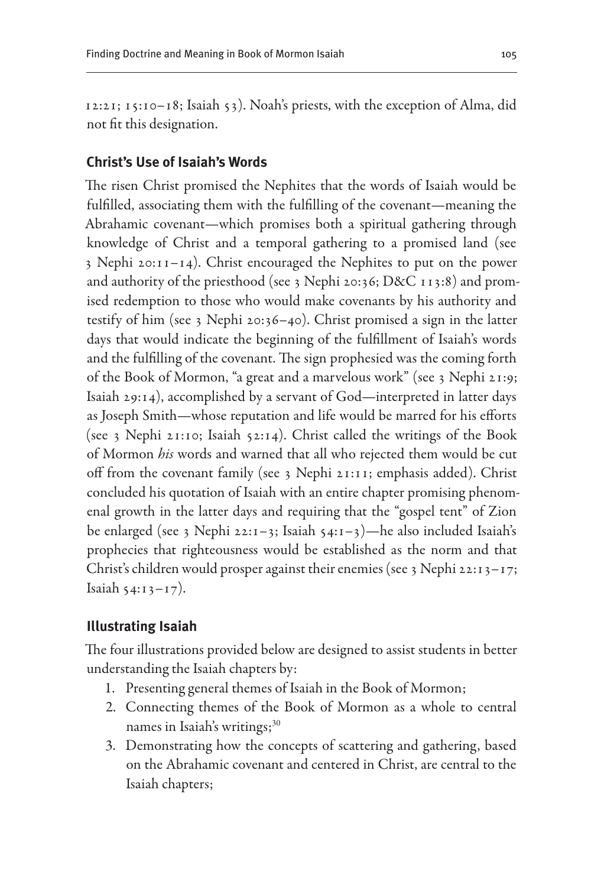12:21; 15:10–18; Isaiah 53). Noah's priests, with the exception of Alma, did not fit this designation.

### Christ's Use of Isaiah's Words

The risen Christ promised the Nephites that the words of Isaiah would be fulfilled, associating them with the fulfilling of the covenant—meaning the Abrahamic covenant—which promises both a spiritual gathering through knowledge of Christ and a temporal gathering to a promised land (see 3 Nephi 20:11–14). Christ encouraged the Nephites to put on the power and authority of the priesthood (see 3 Nephi 20:36; D&C 113:8) and promised redemption to those who would make covenants by his authority and testify of him (see 3 Nephi 20:36–40). Christ promised a sign in the latter days that would indicate the beginning of the fulfillment of Isaiah's words and the fulfilling of the covenant. The sign prophesied was the coming forth of the Book of Mormon, "a great and a marvelous work" (see 3 Nephi 21:9; Isaiah 29:14), accomplished by a servant of God—interpreted in latter days as Joseph Smith—whose reputation and life would be marred for his efforts (see 3 Nephi 21:10; Isaiah 52:14). Christ called the writings of the Book of Mormon *his* words and warned that all who rejected them would be cut off from the covenant family (see 3 Nephi 21:11; emphasis added). Christ concluded his quotation of Isaiah with an entire chapter promising phenomenal growth in the latter days and requiring that the "gospel tent" of Zion be enlarged (see 3 Nephi 22:1–3; Isaiah 54:1–3)—he also included Isaiah's prophecies that righteousness would be established as the norm and that Christ's children would prosper against their enemies (see 3 Nephi 22:13–17; Isaiah 54:13–17).

### Illustrating Isaiah

The four illustrations provided below are designed to assist students in better understanding the Isaiah chapters by:

1. Presenting general themes of Isaiah in the Book of Mormon;
2. Connecting themes of the Book of Mormon as a whole to central names in Isaiah's writings;[30]
3. Demonstrating how the concepts of scattering and gathering, based on the Abrahamic covenant and centered in Christ, are central to the Isaiah chapters;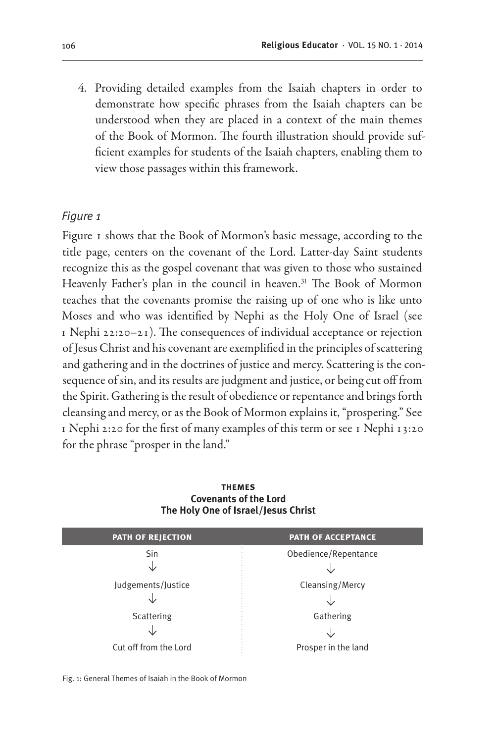4. Providing detailed examples from the Isaiah chapters in order to demonstrate how specific phrases from the Isaiah chapters can be understood when they are placed in a context of the main themes of the Book of Mormon. The fourth illustration should provide sufficient examples for students of the Isaiah chapters, enabling them to view those passages within this framework.

### *Figure 1*

Figure 1 shows that the Book of Mormon's basic message, according to the title page, centers on the covenant of the Lord. Latter-day Saint students recognize this as the gospel covenant that was given to those who sustained Heavenly Father's plan in the council in heaven.[31] The Book of Mormon teaches that the covenants promise the raising up of one who is like unto Moses and who was identified by Nephi as the Holy One of Israel (see 1 Nephi 22:20–21). The consequences of individual acceptance or rejection of Jesus Christ and his covenant are exemplified in the principles of scattering and gathering and in the doctrines of justice and mercy. Scattering is the consequence of sin, and its results are judgment and justice, or being cut off from the Spirit. Gathering is the result of obedience or repentance and brings forth cleansing and mercy, or as the Book of Mormon explains it, "prospering." See 1 Nephi 2:20 for the first of many examples of this term or see 1 Nephi 13:20 for the phrase "prosper in the land."

**THEMES**
**Covenants of the Lord**
**The Holy One of Israel/Jesus Christ**

| PATH OF REJECTION | PATH OF ACCEPTANCE |
|---|---|
| Sin | Obedience/Repentance |
| ↓ | ↓ |
| Judgements/Justice | Cleansing/Mercy |
| ↓ | ↓ |
| Scattering | Gathering |
| ↓ | ↓ |
| Cut off from the Lord | Prosper in the land |

Fig. 1: General Themes of Isaiah in the Book of Mormon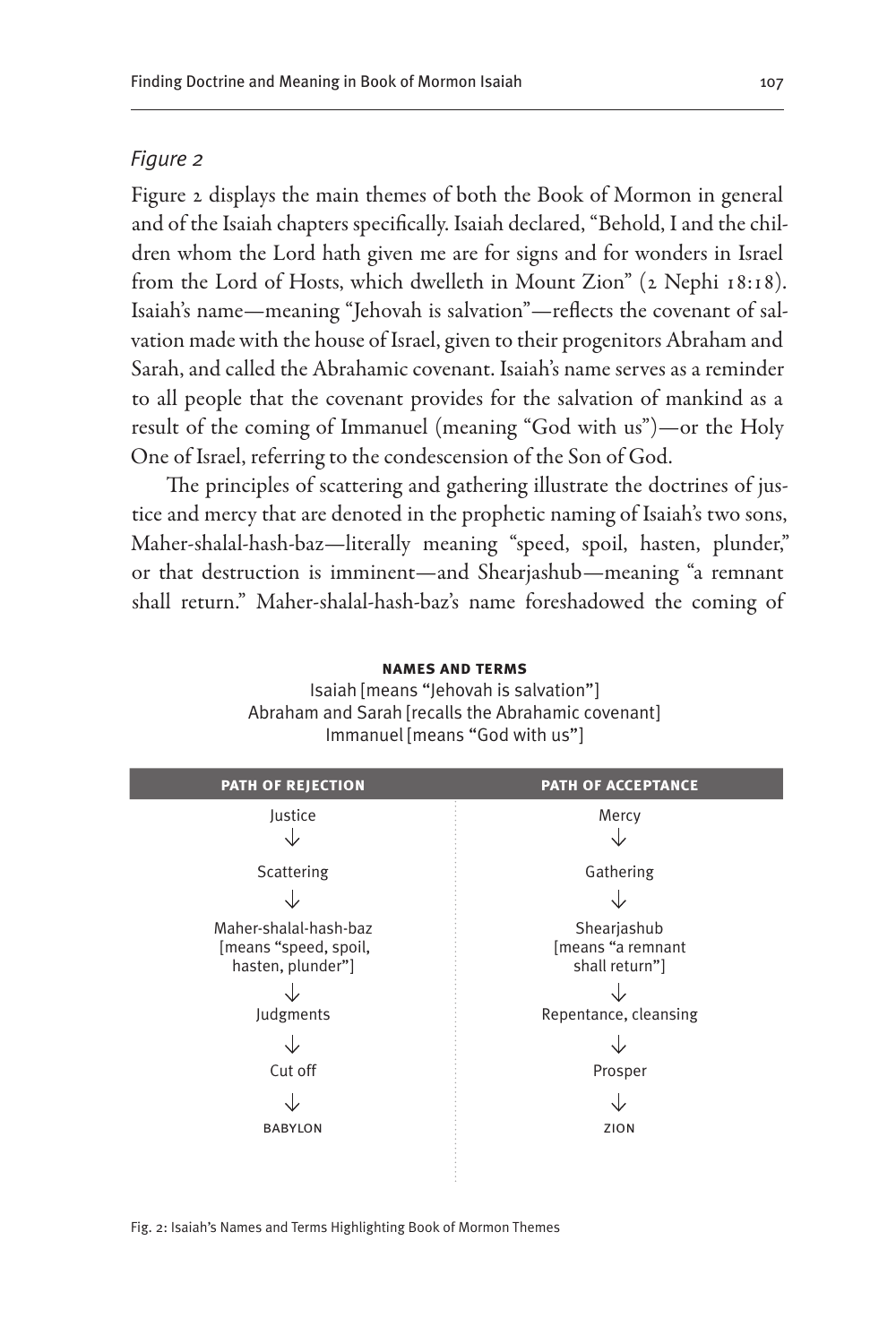*Figure 2*

Figure 2 displays the main themes of both the Book of Mormon in general and of the Isaiah chapters specifically. Isaiah declared, "Behold, I and the children whom the Lord hath given me are for signs and for wonders in Israel from the Lord of Hosts, which dwelleth in Mount Zion" (2 Nephi 18:18). Isaiah's name—meaning "Jehovah is salvation"—reflects the covenant of salvation made with the house of Israel, given to their progenitors Abraham and Sarah, and called the Abrahamic covenant. Isaiah's name serves as a reminder to all people that the covenant provides for the salvation of mankind as a result of the coming of Immanuel (meaning "God with us")—or the Holy One of Israel, referring to the condescension of the Son of God.

The principles of scattering and gathering illustrate the doctrines of justice and mercy that are denoted in the prophetic naming of Isaiah's two sons, Maher-shalal-hash-baz—literally meaning "speed, spoil, hasten, plunder," or that destruction is imminent—and Shearjashub—meaning "a remnant shall return." Maher-shalal-hash-baz's name foreshadowed the coming of

**NAMES AND TERMS**

Isaiah [means "Jehovah is salvation"]
Abraham and Sarah [recalls the Abrahamic covenant]
Immanuel [means "God with us"]

**PATH OF REJECTION**

Justice
Scattering
Maher-shalal-hash-baz [means "speed, spoil, hasten, plunder"]
Judgments
Cut off
BABYLON

**PATH OF ACCEPTANCE**

Mercy
Gathering
Shearjashub [means "a remnant shall return"]
Repentance, cleansing
Prosper
ZION

Fig. 2: Isaiah's Names and Terms Highlighting Book of Mormon Themes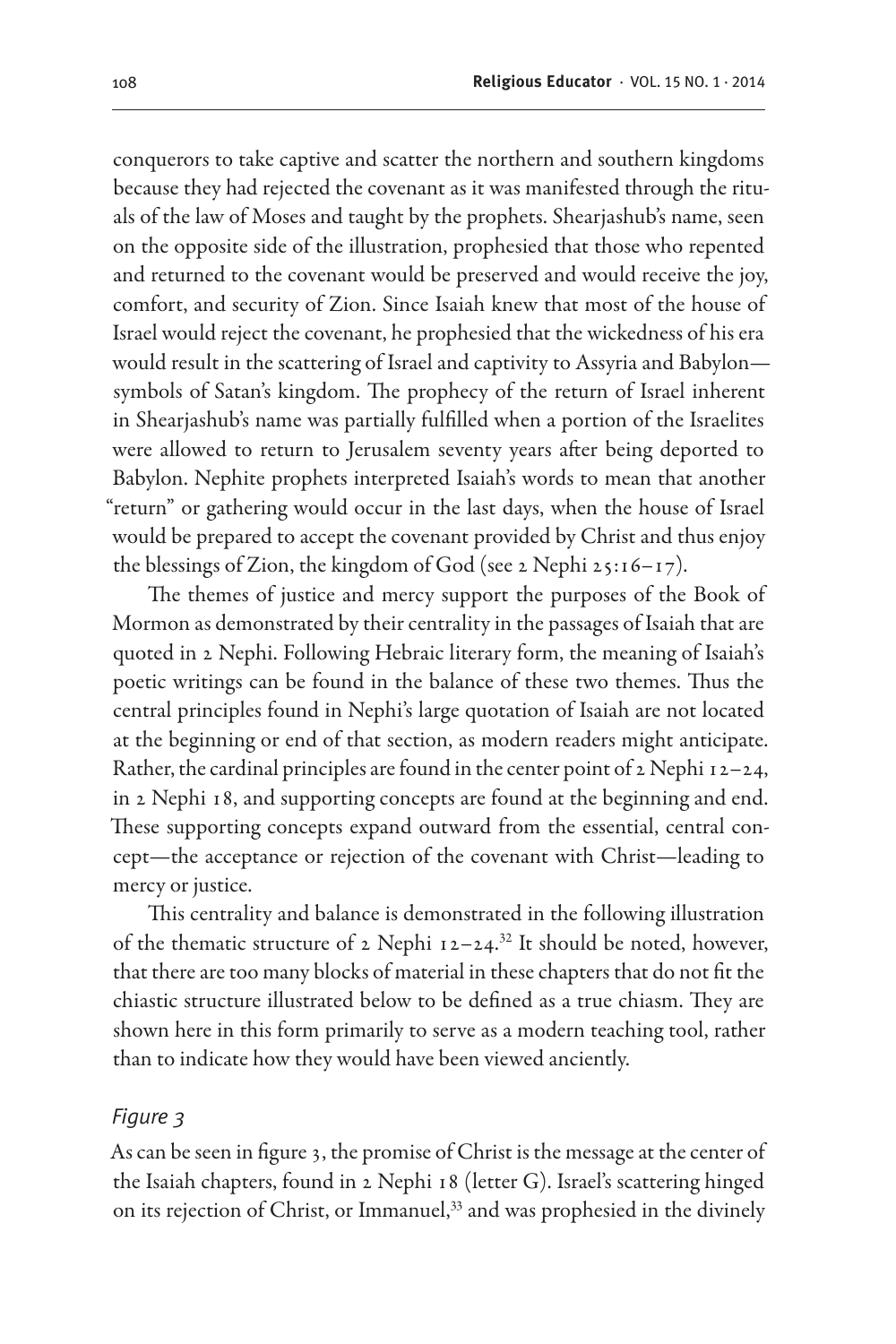conquerors to take captive and scatter the northern and southern kingdoms because they had rejected the covenant as it was manifested through the rituals of the law of Moses and taught by the prophets. Shearjashub's name, seen on the opposite side of the illustration, prophesied that those who repented and returned to the covenant would be preserved and would receive the joy, comfort, and security of Zion. Since Isaiah knew that most of the house of Israel would reject the covenant, he prophesied that the wickedness of his era would result in the scattering of Israel and captivity to Assyria and Babylon—symbols of Satan's kingdom. The prophecy of the return of Israel inherent in Shearjashub's name was partially fulfilled when a portion of the Israelites were allowed to return to Jerusalem seventy years after being deported to Babylon. Nephite prophets interpreted Isaiah's words to mean that another "return" or gathering would occur in the last days, when the house of Israel would be prepared to accept the covenant provided by Christ and thus enjoy the blessings of Zion, the kingdom of God (see 2 Nephi 25:16–17).

The themes of justice and mercy support the purposes of the Book of Mormon as demonstrated by their centrality in the passages of Isaiah that are quoted in 2 Nephi. Following Hebraic literary form, the meaning of Isaiah's poetic writings can be found in the balance of these two themes. Thus the central principles found in Nephi's large quotation of Isaiah are not located at the beginning or end of that section, as modern readers might anticipate. Rather, the cardinal principles are found in the center point of 2 Nephi 12–24, in 2 Nephi 18, and supporting concepts are found at the beginning and end. These supporting concepts expand outward from the essential, central concept—the acceptance or rejection of the covenant with Christ—leading to mercy or justice.

This centrality and balance is demonstrated in the following illustration of the thematic structure of 2 Nephi 12–24.[32] It should be noted, however, that there are too many blocks of material in these chapters that do not fit the chiastic structure illustrated below to be defined as a true chiasm. They are shown here in this form primarily to serve as a modern teaching tool, rather than to indicate how they would have been viewed anciently.

*Figure 3*

As can be seen in figure 3, the promise of Christ is the message at the center of the Isaiah chapters, found in 2 Nephi 18 (letter G). Israel's scattering hinged on its rejection of Christ, or Immanuel,[33] and was prophesied in the divinely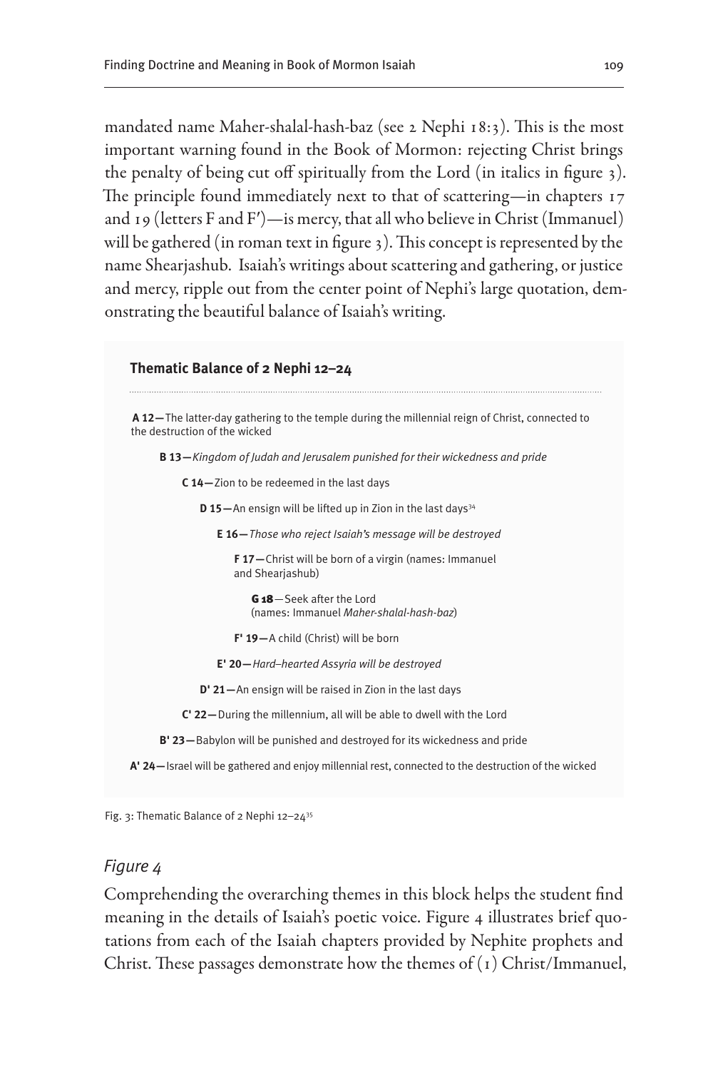mandated name Maher-shalal-hash-baz (see 2 Nephi 18:3). This is the most important warning found in the Book of Mormon: rejecting Christ brings the penalty of being cut off spiritually from the Lord (in italics in figure 3). The principle found immediately next to that of scattering—in chapters 17 and 19 (letters F and F′)—is mercy, that all who believe in Christ (Immanuel) will be gathered (in roman text in figure 3). This concept is represented by the name Shearjashub. Isaiah's writings about scattering and gathering, or justice and mercy, ripple out from the center point of Nephi's large quotation, demonstrating the beautiful balance of Isaiah's writing.

**Thematic Balance of 2 Nephi 12–24**

**A 12—**The latter-day gathering to the temple during the millennial reign of Christ, connected to the destruction of the wicked

**B 13—***Kingdom of Judah and Jerusalem punished for their wickedness and pride*

**C 14—**Zion to be redeemed in the last days

**D 15—**An ensign will be lifted up in Zion in the last days[34]

**E 16—***Those who reject Isaiah's message will be destroyed*

**F 17—**Christ will be born of a virgin (names: Immanuel and Shearjashub)

**G 18**—Seek after the Lord (names: Immanuel *Maher-shalal-hash-baz*)

**F' 19—**A child (Christ) will be born

**E' 20—***Hard–hearted Assyria will be destroyed*

**D' 21—**An ensign will be raised in Zion in the last days

**C' 22—**During the millennium, all will be able to dwell with the Lord

**B' 23—**Babylon will be punished and destroyed for its wickedness and pride

**A' 24—**Israel will be gathered and enjoy millennial rest, connected to the destruction of the wicked

Fig. 3: Thematic Balance of 2 Nephi 12–24[35]

### *Figure 4*

Comprehending the overarching themes in this block helps the student find meaning in the details of Isaiah's poetic voice. Figure 4 illustrates brief quotations from each of the Isaiah chapters provided by Nephite prophets and Christ. These passages demonstrate how the themes of (1) Christ/Immanuel,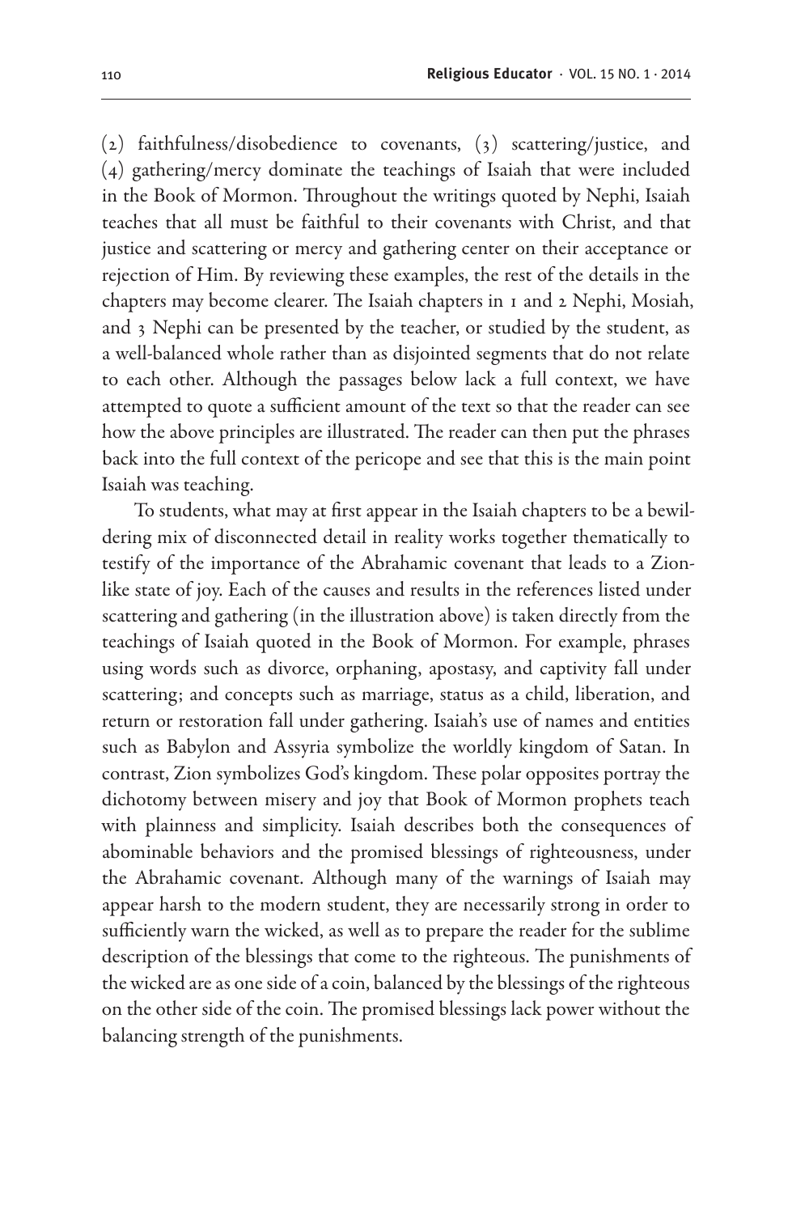(2) faithfulness/disobedience to covenants, (3) scattering/justice, and (4) gathering/mercy dominate the teachings of Isaiah that were included in the Book of Mormon. Throughout the writings quoted by Nephi, Isaiah teaches that all must be faithful to their covenants with Christ, and that justice and scattering or mercy and gathering center on their acceptance or rejection of Him. By reviewing these examples, the rest of the details in the chapters may become clearer. The Isaiah chapters in 1 and 2 Nephi, Mosiah, and 3 Nephi can be presented by the teacher, or studied by the student, as a well-balanced whole rather than as disjointed segments that do not relate to each other. Although the passages below lack a full context, we have attempted to quote a sufficient amount of the text so that the reader can see how the above principles are illustrated. The reader can then put the phrases back into the full context of the pericope and see that this is the main point Isaiah was teaching.

To students, what may at first appear in the Isaiah chapters to be a bewildering mix of disconnected detail in reality works together thematically to testify of the importance of the Abrahamic covenant that leads to a Zion-like state of joy. Each of the causes and results in the references listed under scattering and gathering (in the illustration above) is taken directly from the teachings of Isaiah quoted in the Book of Mormon. For example, phrases using words such as divorce, orphaning, apostasy, and captivity fall under scattering; and concepts such as marriage, status as a child, liberation, and return or restoration fall under gathering. Isaiah's use of names and entities such as Babylon and Assyria symbolize the worldly kingdom of Satan. In contrast, Zion symbolizes God's kingdom. These polar opposites portray the dichotomy between misery and joy that Book of Mormon prophets teach with plainness and simplicity. Isaiah describes both the consequences of abominable behaviors and the promised blessings of righteousness, under the Abrahamic covenant. Although many of the warnings of Isaiah may appear harsh to the modern student, they are necessarily strong in order to sufficiently warn the wicked, as well as to prepare the reader for the sublime description of the blessings that come to the righteous. The punishments of the wicked are as one side of a coin, balanced by the blessings of the righteous on the other side of the coin. The promised blessings lack power without the balancing strength of the punishments.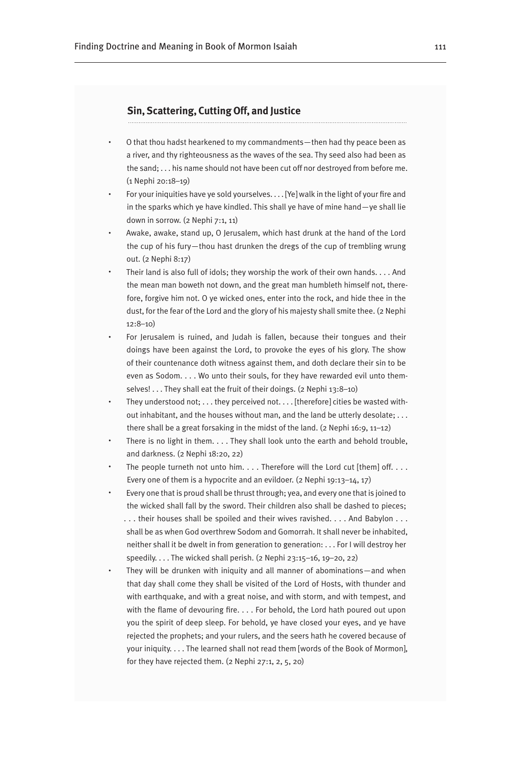### Sin, Scattering, Cutting Off, and Justice

- O that thou hadst hearkened to my commandments—then had thy peace been as a river, and thy righteousness as the waves of the sea. Thy seed also had been as the sand; . . . his name should not have been cut off nor destroyed from before me. (1 Nephi 20:18–19)
- For your iniquities have ye sold yourselves. . . . [Ye] walk in the light of your fire and in the sparks which ye have kindled. This shall ye have of mine hand—ye shall lie down in sorrow. (2 Nephi 7:1, 11)
- Awake, awake, stand up, O Jerusalem, which hast drunk at the hand of the Lord the cup of his fury—thou hast drunken the dregs of the cup of trembling wrung out. (2 Nephi 8:17)
- Their land is also full of idols; they worship the work of their own hands. . . . And the mean man boweth not down, and the great man humbleth himself not, therefore, forgive him not. O ye wicked ones, enter into the rock, and hide thee in the dust, for the fear of the Lord and the glory of his majesty shall smite thee. (2 Nephi 12:8–10)
- For Jerusalem is ruined, and Judah is fallen, because their tongues and their doings have been against the Lord, to provoke the eyes of his glory. The show of their countenance doth witness against them, and doth declare their sin to be even as Sodom. . . . Wo unto their souls, for they have rewarded evil unto themselves! . . . They shall eat the fruit of their doings. (2 Nephi 13:8–10)
- They understood not; . . . they perceived not. . . . [therefore] cities be wasted without inhabitant, and the houses without man, and the land be utterly desolate; . . . there shall be a great forsaking in the midst of the land. (2 Nephi 16:9, 11–12)
- There is no light in them. . . . They shall look unto the earth and behold trouble, and darkness. (2 Nephi 18:20, 22)
- The people turneth not unto him. . . . Therefore will the Lord cut [them] off. . . . Every one of them is a hypocrite and an evildoer. (2 Nephi 19:13–14, 17)
- Every one that is proud shall be thrust through; yea, and every one that is joined to the wicked shall fall by the sword. Their children also shall be dashed to pieces; . . . their houses shall be spoiled and their wives ravished. . . . And Babylon . . . shall be as when God overthrew Sodom and Gomorrah. It shall never be inhabited, neither shall it be dwelt in from generation to generation: . . . For I will destroy her speedily. . . . The wicked shall perish. (2 Nephi 23:15–16, 19–20, 22)
- They will be drunken with iniquity and all manner of abominations—and when that day shall come they shall be visited of the Lord of Hosts, with thunder and with earthquake, and with a great noise, and with storm, and with tempest, and with the flame of devouring fire. . . . For behold, the Lord hath poured out upon you the spirit of deep sleep. For behold, ye have closed your eyes, and ye have rejected the prophets; and your rulers, and the seers hath he covered because of your iniquity. . . . The learned shall not read them [words of the Book of Mormon], for they have rejected them. (2 Nephi 27:1, 2, 5, 20)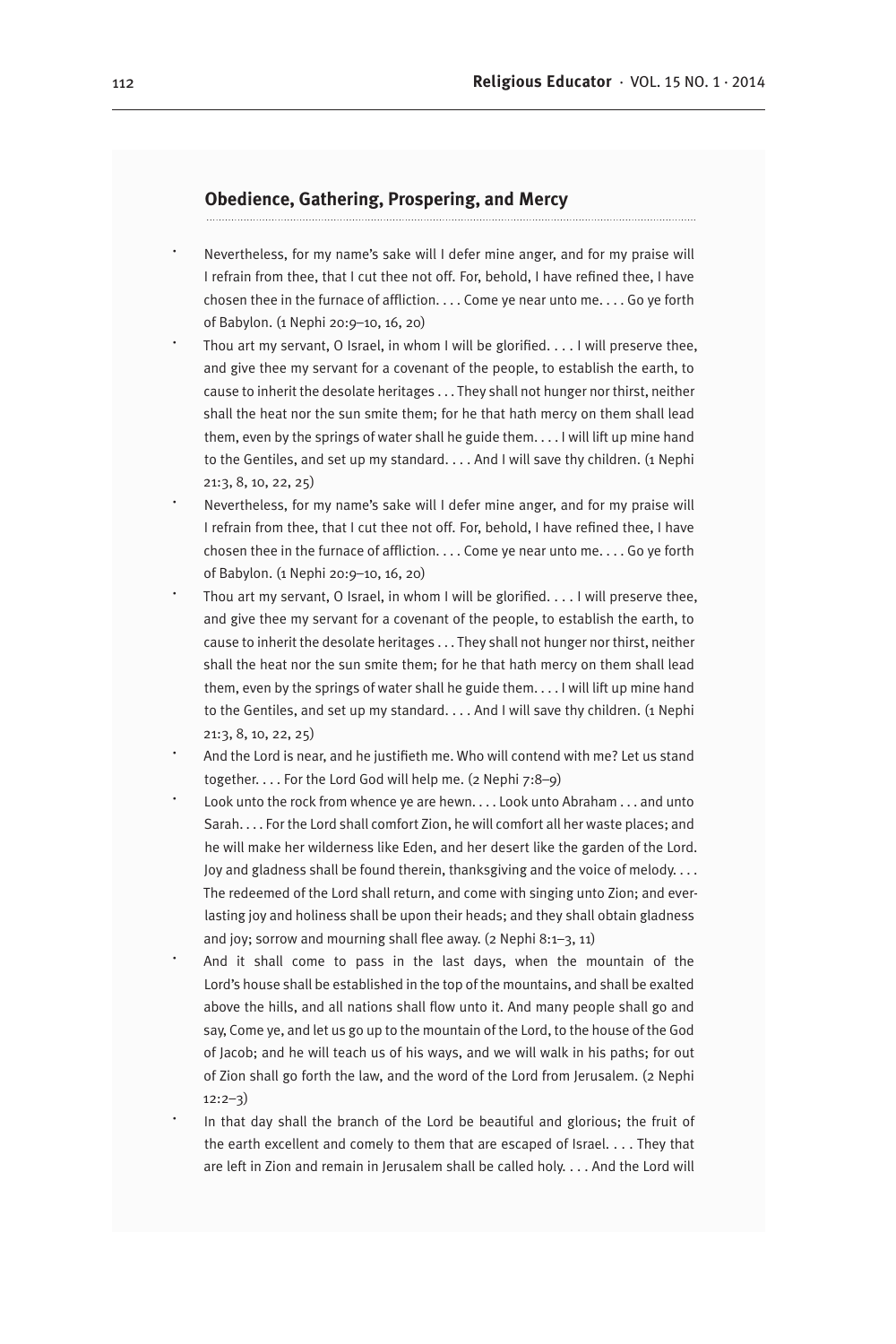### Obedience, Gathering, Prospering, and Mercy

- Nevertheless, for my name's sake will I defer mine anger, and for my praise will I refrain from thee, that I cut thee not off. For, behold, I have refined thee, I have chosen thee in the furnace of affliction. . . . Come ye near unto me. . . . Go ye forth of Babylon. (1 Nephi 20:9–10, 16, 20)
- Thou art my servant, O Israel, in whom I will be glorified. . . . I will preserve thee, and give thee my servant for a covenant of the people, to establish the earth, to cause to inherit the desolate heritages . . . They shall not hunger nor thirst, neither shall the heat nor the sun smite them; for he that hath mercy on them shall lead them, even by the springs of water shall he guide them. . . . I will lift up mine hand to the Gentiles, and set up my standard. . . . And I will save thy children. (1 Nephi 21:3, 8, 10, 22, 25)
- Nevertheless, for my name's sake will I defer mine anger, and for my praise will I refrain from thee, that I cut thee not off. For, behold, I have refined thee, I have chosen thee in the furnace of affliction. . . . Come ye near unto me. . . . Go ye forth of Babylon. (1 Nephi 20:9–10, 16, 20)
- Thou art my servant, O Israel, in whom I will be glorified. . . . I will preserve thee, and give thee my servant for a covenant of the people, to establish the earth, to cause to inherit the desolate heritages . . . They shall not hunger nor thirst, neither shall the heat nor the sun smite them; for he that hath mercy on them shall lead them, even by the springs of water shall he guide them. . . . I will lift up mine hand to the Gentiles, and set up my standard. . . . And I will save thy children. (1 Nephi 21:3, 8, 10, 22, 25)
- And the Lord is near, and he justifieth me. Who will contend with me? Let us stand together. . . . For the Lord God will help me. (2 Nephi 7:8–9)
- Look unto the rock from whence ye are hewn. . . . Look unto Abraham . . . and unto Sarah. . . . For the Lord shall comfort Zion, he will comfort all her waste places; and he will make her wilderness like Eden, and her desert like the garden of the Lord. Joy and gladness shall be found therein, thanksgiving and the voice of melody. . . . The redeemed of the Lord shall return, and come with singing unto Zion; and everlasting joy and holiness shall be upon their heads; and they shall obtain gladness and joy; sorrow and mourning shall flee away. (2 Nephi 8:1–3, 11)
- And it shall come to pass in the last days, when the mountain of the Lord's house shall be established in the top of the mountains, and shall be exalted above the hills, and all nations shall flow unto it. And many people shall go and say, Come ye, and let us go up to the mountain of the Lord, to the house of the God of Jacob; and he will teach us of his ways, and we will walk in his paths; for out of Zion shall go forth the law, and the word of the Lord from Jerusalem. (2 Nephi 12:2–3)
- In that day shall the branch of the Lord be beautiful and glorious; the fruit of the earth excellent and comely to them that are escaped of Israel. . . . They that are left in Zion and remain in Jerusalem shall be called holy. . . . And the Lord will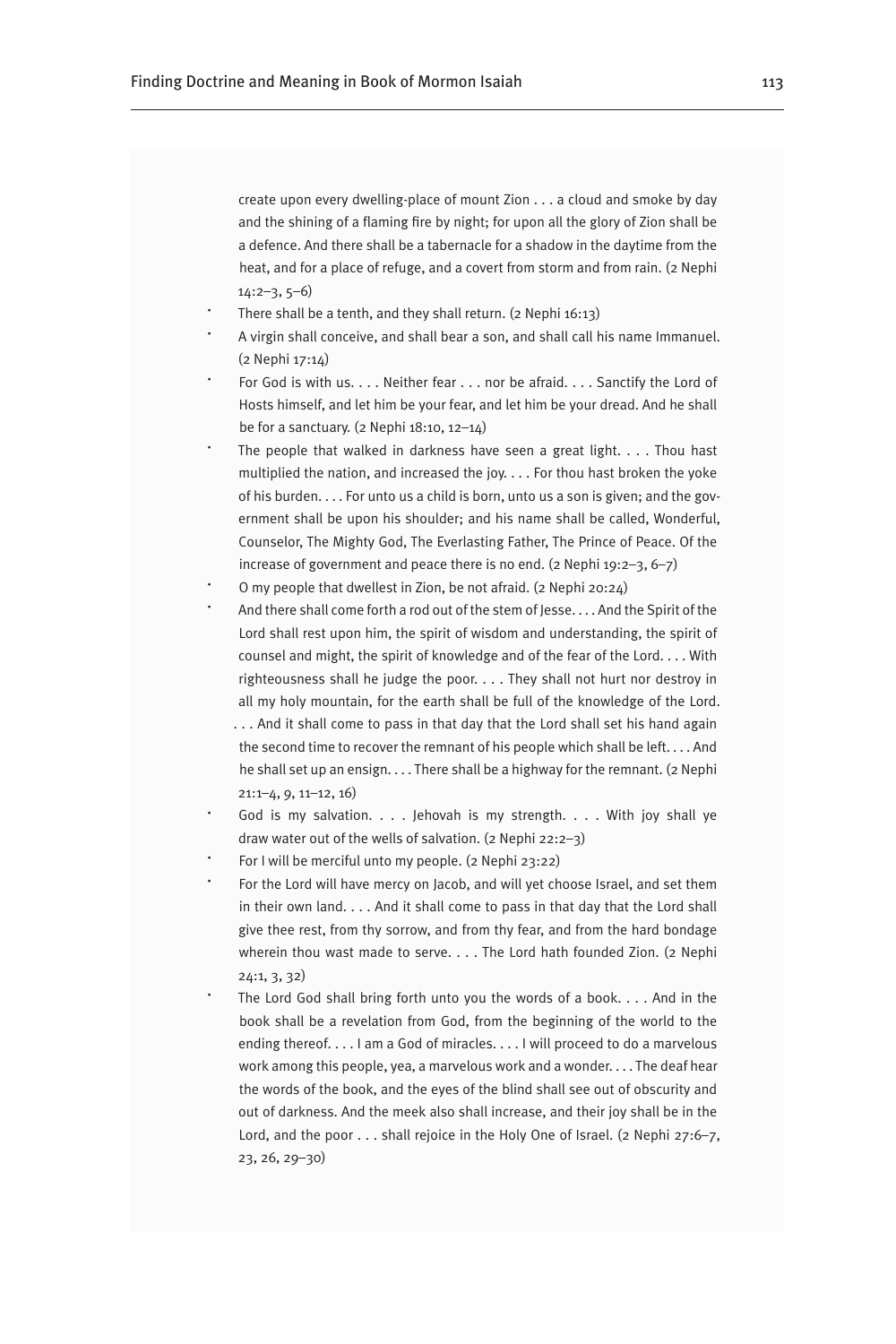create upon every dwelling-place of mount Zion . . . a cloud and smoke by day and the shining of a flaming fire by night; for upon all the glory of Zion shall be a defence. And there shall be a tabernacle for a shadow in the daytime from the heat, and for a place of refuge, and a covert from storm and from rain. (2 Nephi 14:2–3, 5–6)

- There shall be a tenth, and they shall return. (2 Nephi 16:13)
- A virgin shall conceive, and shall bear a son, and shall call his name Immanuel. (2 Nephi 17:14)
- For God is with us. . . . Neither fear . . . nor be afraid. . . . Sanctify the Lord of Hosts himself, and let him be your fear, and let him be your dread. And he shall be for a sanctuary. (2 Nephi 18:10, 12–14)
- The people that walked in darkness have seen a great light. . . . Thou hast multiplied the nation, and increased the joy. . . . For thou hast broken the yoke of his burden. . . . For unto us a child is born, unto us a son is given; and the government shall be upon his shoulder; and his name shall be called, Wonderful, Counselor, The Mighty God, The Everlasting Father, The Prince of Peace. Of the increase of government and peace there is no end. (2 Nephi 19:2–3, 6–7)
- O my people that dwellest in Zion, be not afraid. (2 Nephi 20:24)
- And there shall come forth a rod out of the stem of Jesse. . . . And the Spirit of the Lord shall rest upon him, the spirit of wisdom and understanding, the spirit of counsel and might, the spirit of knowledge and of the fear of the Lord. . . . With righteousness shall he judge the poor. . . . They shall not hurt nor destroy in all my holy mountain, for the earth shall be full of the knowledge of the Lord. . . . And it shall come to pass in that day that the Lord shall set his hand again the second time to recover the remnant of his people which shall be left. . . . And he shall set up an ensign. . . . There shall be a highway for the remnant. (2 Nephi 21:1–4, 9, 11–12, 16)
- God is my salvation. . . . Jehovah is my strength. . . . With joy shall ye draw water out of the wells of salvation. (2 Nephi 22:2–3)
- For I will be merciful unto my people. (2 Nephi 23:22)
- For the Lord will have mercy on Jacob, and will yet choose Israel, and set them in their own land. . . . And it shall come to pass in that day that the Lord shall give thee rest, from thy sorrow, and from thy fear, and from the hard bondage wherein thou wast made to serve. . . . The Lord hath founded Zion. (2 Nephi 24:1, 3, 32)
- The Lord God shall bring forth unto you the words of a book. . . . And in the book shall be a revelation from God, from the beginning of the world to the ending thereof. . . . I am a God of miracles. . . . I will proceed to do a marvelous work among this people, yea, a marvelous work and a wonder. . . . The deaf hear the words of the book, and the eyes of the blind shall see out of obscurity and out of darkness. And the meek also shall increase, and their joy shall be in the Lord, and the poor . . . shall rejoice in the Holy One of Israel. (2 Nephi 27:6–7, 23, 26, 29–30)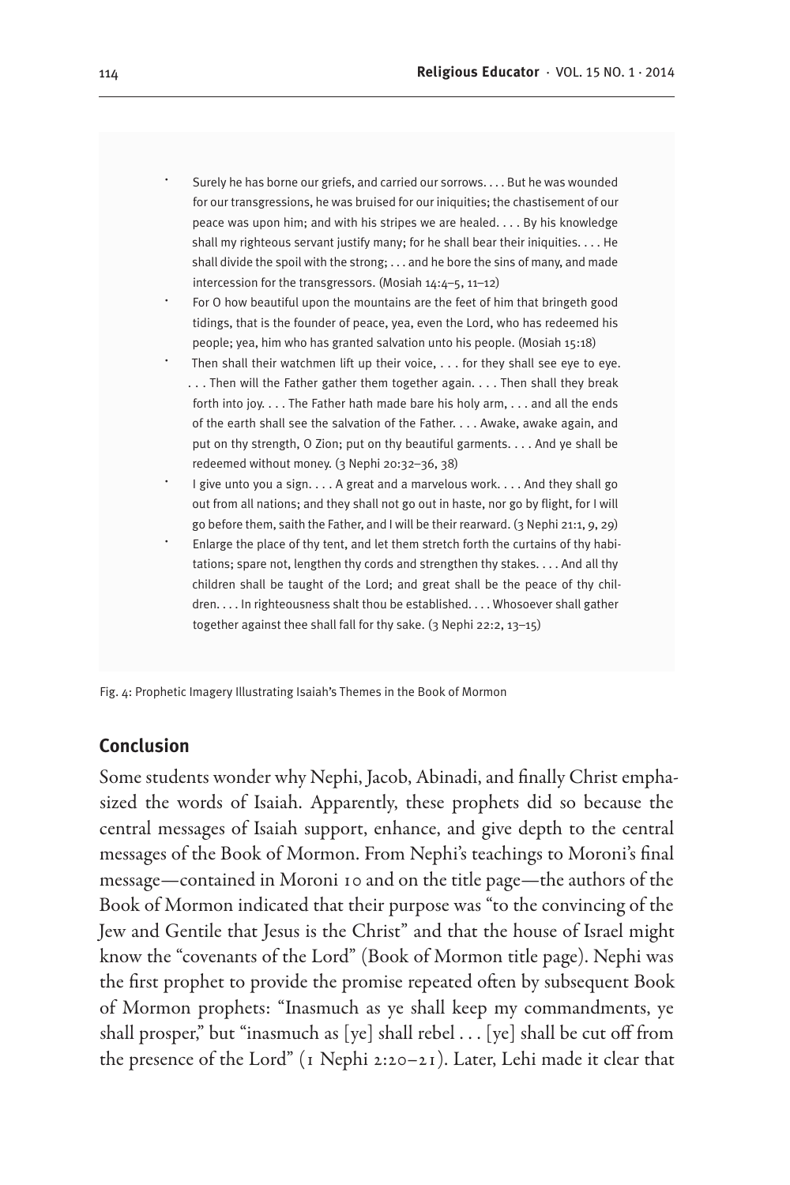- Surely he has borne our griefs, and carried our sorrows. . . . But he was wounded for our transgressions, he was bruised for our iniquities; the chastisement of our peace was upon him; and with his stripes we are healed. . . . By his knowledge shall my righteous servant justify many; for he shall bear their iniquities. . . . He shall divide the spoil with the strong; . . . and he bore the sins of many, and made intercession for the transgressors. (Mosiah 14:4–5, 11–12)
- For O how beautiful upon the mountains are the feet of him that bringeth good tidings, that is the founder of peace, yea, even the Lord, who has redeemed his people; yea, him who has granted salvation unto his people. (Mosiah 15:18)
- Then shall their watchmen lift up their voice, . . . for they shall see eye to eye. . . . Then will the Father gather them together again. . . . Then shall they break forth into joy. . . . The Father hath made bare his holy arm, . . . and all the ends of the earth shall see the salvation of the Father. . . . Awake, awake again, and put on thy strength, O Zion; put on thy beautiful garments. . . . And ye shall be redeemed without money. (3 Nephi 20:32–36, 38)
- I give unto you a sign. . . . A great and a marvelous work. . . . And they shall go out from all nations; and they shall not go out in haste, nor go by flight, for I will go before them, saith the Father, and I will be their rearward. (3 Nephi 21:1, 9, 29)
- Enlarge the place of thy tent, and let them stretch forth the curtains of thy habitations; spare not, lengthen thy cords and strengthen thy stakes. . . . And all thy children shall be taught of the Lord; and great shall be the peace of thy children. . . . In righteousness shalt thou be established. . . . Whosoever shall gather together against thee shall fall for thy sake. (3 Nephi 22:2, 13–15)

Fig. 4: Prophetic Imagery Illustrating Isaiah's Themes in the Book of Mormon

## Conclusion

Some students wonder why Nephi, Jacob, Abinadi, and finally Christ emphasized the words of Isaiah. Apparently, these prophets did so because the central messages of Isaiah support, enhance, and give depth to the central messages of the Book of Mormon. From Nephi's teachings to Moroni's final message—contained in Moroni 10 and on the title page—the authors of the Book of Mormon indicated that their purpose was "to the convincing of the Jew and Gentile that Jesus is the Christ" and that the house of Israel might know the "covenants of the Lord" (Book of Mormon title page). Nephi was the first prophet to provide the promise repeated often by subsequent Book of Mormon prophets: "Inasmuch as ye shall keep my commandments, ye shall prosper," but "inasmuch as [ye] shall rebel . . . [ye] shall be cut off from the presence of the Lord" (1 Nephi 2:20–21). Later, Lehi made it clear that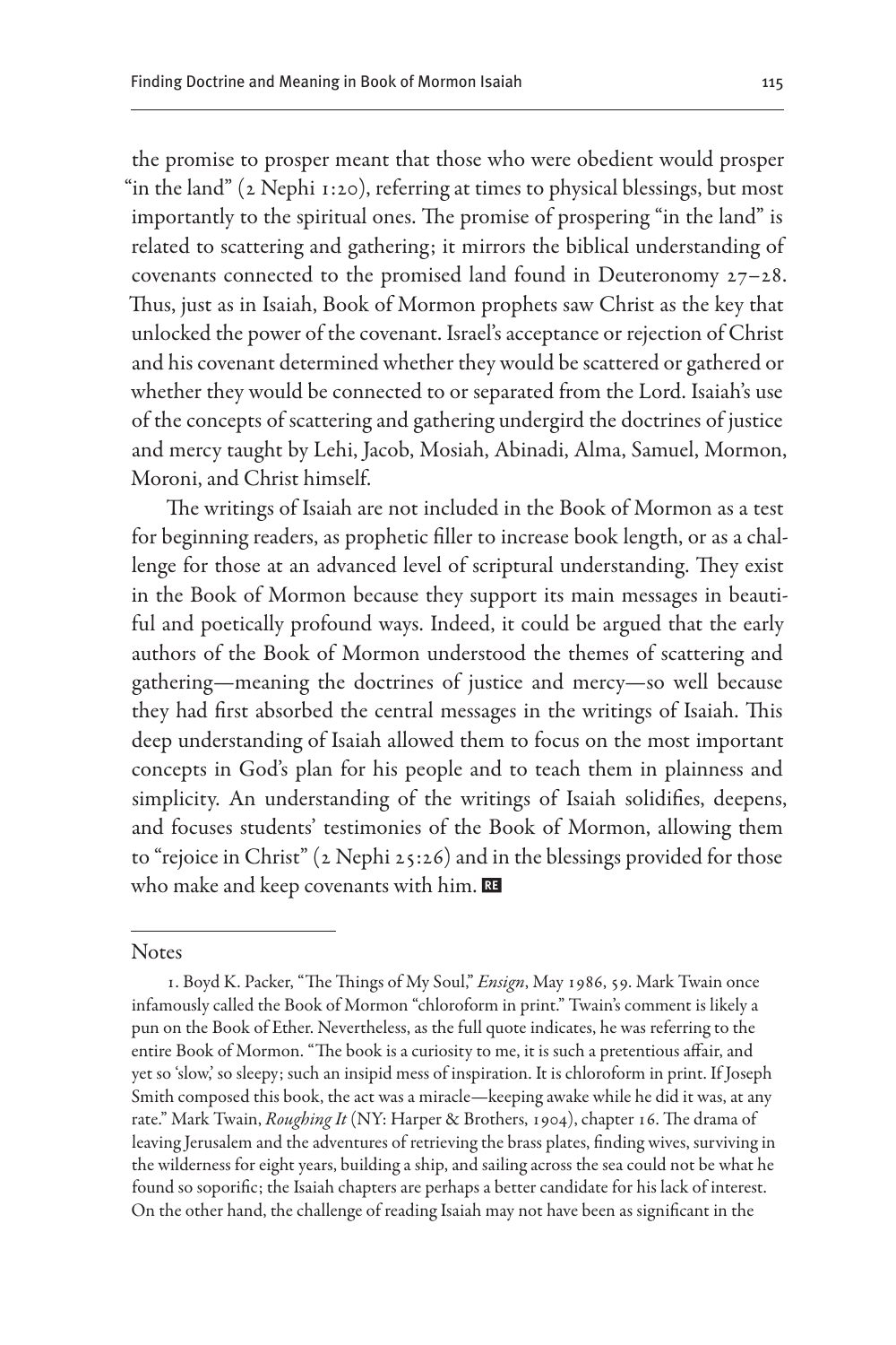the promise to prosper meant that those who were obedient would prosper "in the land" (2 Nephi 1:20), referring at times to physical blessings, but most importantly to the spiritual ones. The promise of prospering "in the land" is related to scattering and gathering; it mirrors the biblical understanding of covenants connected to the promised land found in Deuteronomy 27–28. Thus, just as in Isaiah, Book of Mormon prophets saw Christ as the key that unlocked the power of the covenant. Israel's acceptance or rejection of Christ and his covenant determined whether they would be scattered or gathered or whether they would be connected to or separated from the Lord. Isaiah's use of the concepts of scattering and gathering undergird the doctrines of justice and mercy taught by Lehi, Jacob, Mosiah, Abinadi, Alma, Samuel, Mormon, Moroni, and Christ himself.

The writings of Isaiah are not included in the Book of Mormon as a test for beginning readers, as prophetic filler to increase book length, or as a challenge for those at an advanced level of scriptural understanding. They exist in the Book of Mormon because they support its main messages in beautiful and poetically profound ways. Indeed, it could be argued that the early authors of the Book of Mormon understood the themes of scattering and gathering—meaning the doctrines of justice and mercy—so well because they had first absorbed the central messages in the writings of Isaiah. This deep understanding of Isaiah allowed them to focus on the most important concepts in God's plan for his people and to teach them in plainness and simplicity. An understanding of the writings of Isaiah solidifies, deepens, and focuses students' testimonies of the Book of Mormon, allowing them to "rejoice in Christ" (2 Nephi 25:26) and in the blessings provided for those who make and keep covenants with him. RE

## Notes

1. Boyd K. Packer, "The Things of My Soul," *Ensign*, May 1986, 59. Mark Twain once infamously called the Book of Mormon "chloroform in print." Twain's comment is likely a pun on the Book of Ether. Nevertheless, as the full quote indicates, he was referring to the entire Book of Mormon. "The book is a curiosity to me, it is such a pretentious affair, and yet so 'slow,' so sleepy; such an insipid mess of inspiration. It is chloroform in print. If Joseph Smith composed this book, the act was a miracle—keeping awake while he did it was, at any rate." Mark Twain, *Roughing It* (NY: Harper & Brothers, 1904), chapter 16. The drama of leaving Jerusalem and the adventures of retrieving the brass plates, finding wives, surviving in the wilderness for eight years, building a ship, and sailing across the sea could not be what he found so soporific; the Isaiah chapters are perhaps a better candidate for his lack of interest. On the other hand, the challenge of reading Isaiah may not have been as significant in the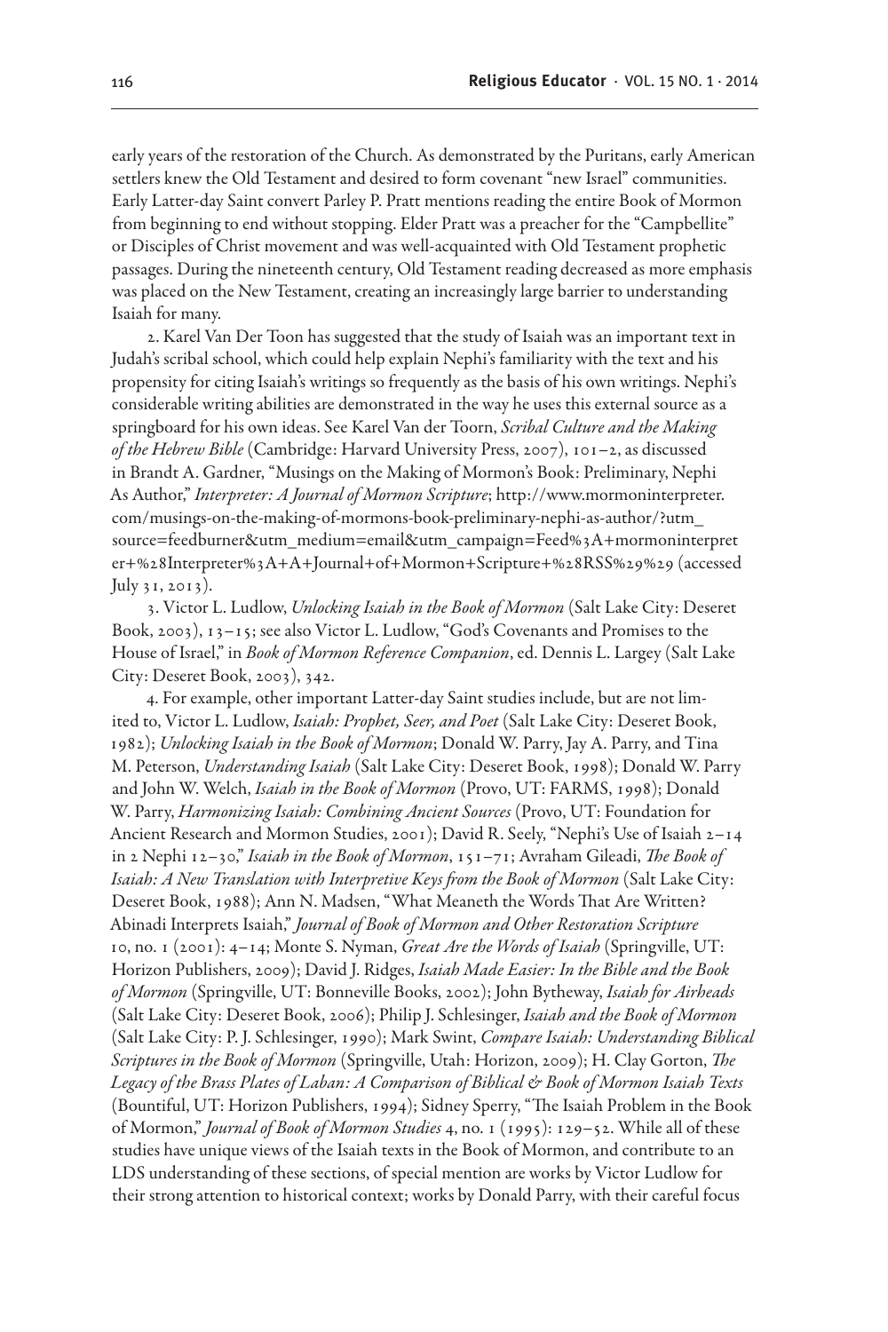early years of the restoration of the Church. As demonstrated by the Puritans, early American settlers knew the Old Testament and desired to form covenant "new Israel" communities. Early Latter-day Saint convert Parley P. Pratt mentions reading the entire Book of Mormon from beginning to end without stopping. Elder Pratt was a preacher for the "Campbellite" or Disciples of Christ movement and was well-acquainted with Old Testament prophetic passages. During the nineteenth century, Old Testament reading decreased as more emphasis was placed on the New Testament, creating an increasingly large barrier to understanding Isaiah for many.

2. Karel Van Der Toon has suggested that the study of Isaiah was an important text in Judah's scribal school, which could help explain Nephi's familiarity with the text and his propensity for citing Isaiah's writings so frequently as the basis of his own writings. Nephi's considerable writing abilities are demonstrated in the way he uses this external source as a springboard for his own ideas. See Karel Van der Toorn, *Scribal Culture and the Making of the Hebrew Bible* (Cambridge: Harvard University Press, 2007), 101–2, as discussed in Brandt A. Gardner, "Musings on the Making of Mormon's Book: Preliminary, Nephi As Author," *Interpreter: A Journal of Mormon Scripture*; http://www.mormoninterpreter.com/musings-on-the-making-of-mormons-book-preliminary-nephi-as-author/?utm_source=feedburner&utm_medium=email&utm_campaign=Feed%3A+mormoninterpreter+%28Interpreter%3A+A+Journal+of+Mormon+Scripture+%28RSS%29%29 (accessed July 31, 2013).

3. Victor L. Ludlow, *Unlocking Isaiah in the Book of Mormon* (Salt Lake City: Deseret Book, 2003), 13–15; see also Victor L. Ludlow, "God's Covenants and Promises to the House of Israel," in *Book of Mormon Reference Companion*, ed. Dennis L. Largey (Salt Lake City: Deseret Book, 2003), 342.

4. For example, other important Latter-day Saint studies include, but are not limited to, Victor L. Ludlow, *Isaiah: Prophet, Seer, and Poet* (Salt Lake City: Deseret Book, 1982); *Unlocking Isaiah in the Book of Mormon*; Donald W. Parry, Jay A. Parry, and Tina M. Peterson, *Understanding Isaiah* (Salt Lake City: Deseret Book, 1998); Donald W. Parry and John W. Welch, *Isaiah in the Book of Mormon* (Provo, UT: FARMS, 1998); Donald W. Parry, *Harmonizing Isaiah: Combining Ancient Sources* (Provo, UT: Foundation for Ancient Research and Mormon Studies, 2001); David R. Seely, "Nephi's Use of Isaiah 2–14 in 2 Nephi 12–30," *Isaiah in the Book of Mormon*, 151–71; Avraham Gileadi, *The Book of Isaiah: A New Translation with Interpretive Keys from the Book of Mormon* (Salt Lake City: Deseret Book, 1988); Ann N. Madsen, "What Meaneth the Words That Are Written? Abinadi Interprets Isaiah," *Journal of Book of Mormon and Other Restoration Scripture* 10, no. 1 (2001): 4–14; Monte S. Nyman, *Great Are the Words of Isaiah* (Springville, UT: Horizon Publishers, 2009); David J. Ridges, *Isaiah Made Easier: In the Bible and the Book of Mormon* (Springville, UT: Bonneville Books, 2002); John Bytheway, *Isaiah for Airheads* (Salt Lake City: Deseret Book, 2006); Philip J. Schlesinger, *Isaiah and the Book of Mormon* (Salt Lake City: P. J. Schlesinger, 1990); Mark Swint, *Compare Isaiah: Understanding Biblical Scriptures in the Book of Mormon* (Springville, Utah: Horizon, 2009); H. Clay Gorton, *The Legacy of the Brass Plates of Laban: A Comparison of Biblical & Book of Mormon Isaiah Texts* (Bountiful, UT: Horizon Publishers, 1994); Sidney Sperry, "The Isaiah Problem in the Book of Mormon," *Journal of Book of Mormon Studies* 4, no. 1 (1995): 129–52. While all of these studies have unique views of the Isaiah texts in the Book of Mormon, and contribute to an LDS understanding of these sections, of special mention are works by Victor Ludlow for their strong attention to historical context; works by Donald Parry, with their careful focus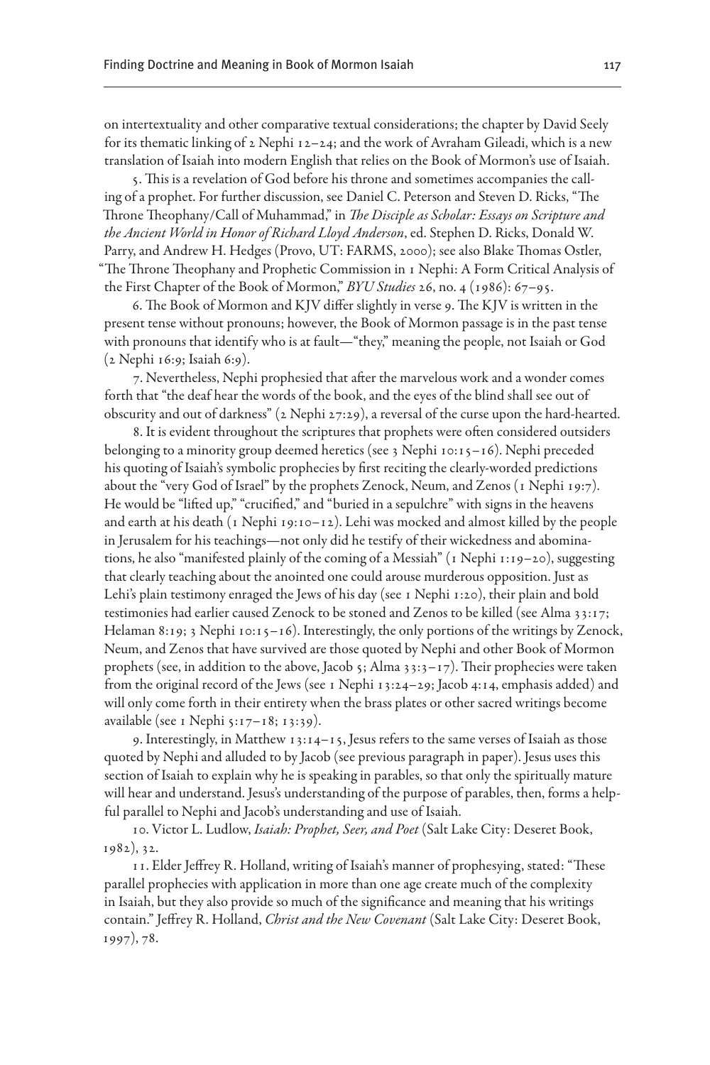on intertextuality and other comparative textual considerations; the chapter by David Seely for its thematic linking of 2 Nephi 12–24; and the work of Avraham Gileadi, which is a new translation of Isaiah into modern English that relies on the Book of Mormon's use of Isaiah.

5. This is a revelation of God before his throne and sometimes accompanies the calling of a prophet. For further discussion, see Daniel C. Peterson and Steven D. Ricks, "The Throne Theophany/Call of Muhammad," in *The Disciple as Scholar: Essays on Scripture and the Ancient World in Honor of Richard Lloyd Anderson*, ed. Stephen D. Ricks, Donald W. Parry, and Andrew H. Hedges (Provo, UT: FARMS, 2000); see also Blake Thomas Ostler, "The Throne Theophany and Prophetic Commission in 1 Nephi: A Form Critical Analysis of the First Chapter of the Book of Mormon," *BYU Studies* 26, no. 4 (1986): 67–95.

6. The Book of Mormon and KJV differ slightly in verse 9. The KJV is written in the present tense without pronouns; however, the Book of Mormon passage is in the past tense with pronouns that identify who is at fault—"they," meaning the people, not Isaiah or God (2 Nephi 16:9; Isaiah 6:9).

7. Nevertheless, Nephi prophesied that after the marvelous work and a wonder comes forth that "the deaf hear the words of the book, and the eyes of the blind shall see out of obscurity and out of darkness" (2 Nephi 27:29), a reversal of the curse upon the hard-hearted.

8. It is evident throughout the scriptures that prophets were often considered outsiders belonging to a minority group deemed heretics (see 3 Nephi 10:15–16). Nephi preceded his quoting of Isaiah's symbolic prophecies by first reciting the clearly-worded predictions about the "very God of Israel" by the prophets Zenock, Neum, and Zenos (1 Nephi 19:7). He would be "lifted up," "crucified," and "buried in a sepulchre" with signs in the heavens and earth at his death (1 Nephi 19:10–12). Lehi was mocked and almost killed by the people in Jerusalem for his teachings—not only did he testify of their wickedness and abominations, he also "manifested plainly of the coming of a Messiah" (1 Nephi 1:19–20), suggesting that clearly teaching about the anointed one could arouse murderous opposition. Just as Lehi's plain testimony enraged the Jews of his day (see 1 Nephi 1:20), their plain and bold testimonies had earlier caused Zenock to be stoned and Zenos to be killed (see Alma 33:17; Helaman 8:19; 3 Nephi 10:15–16). Interestingly, the only portions of the writings by Zenock, Neum, and Zenos that have survived are those quoted by Nephi and other Book of Mormon prophets (see, in addition to the above, Jacob 5; Alma 33:3–17). Their prophecies were taken from the original record of the Jews (see 1 Nephi 13:24–29; Jacob 4:14, emphasis added) and will only come forth in their entirety when the brass plates or other sacred writings become available (see 1 Nephi 5:17–18; 13:39).

9. Interestingly, in Matthew 13:14–15, Jesus refers to the same verses of Isaiah as those quoted by Nephi and alluded to by Jacob (see previous paragraph in paper). Jesus uses this section of Isaiah to explain why he is speaking in parables, so that only the spiritually mature will hear and understand. Jesus's understanding of the purpose of parables, then, forms a helpful parallel to Nephi and Jacob's understanding and use of Isaiah.

10. Victor L. Ludlow, *Isaiah: Prophet, Seer, and Poet* (Salt Lake City: Deseret Book, 1982), 32.

11. Elder Jeffrey R. Holland, writing of Isaiah's manner of prophesying, stated: "These parallel prophecies with application in more than one age create much of the complexity in Isaiah, but they also provide so much of the significance and meaning that his writings contain." Jeffrey R. Holland, *Christ and the New Covenant* (Salt Lake City: Deseret Book, 1997), 78.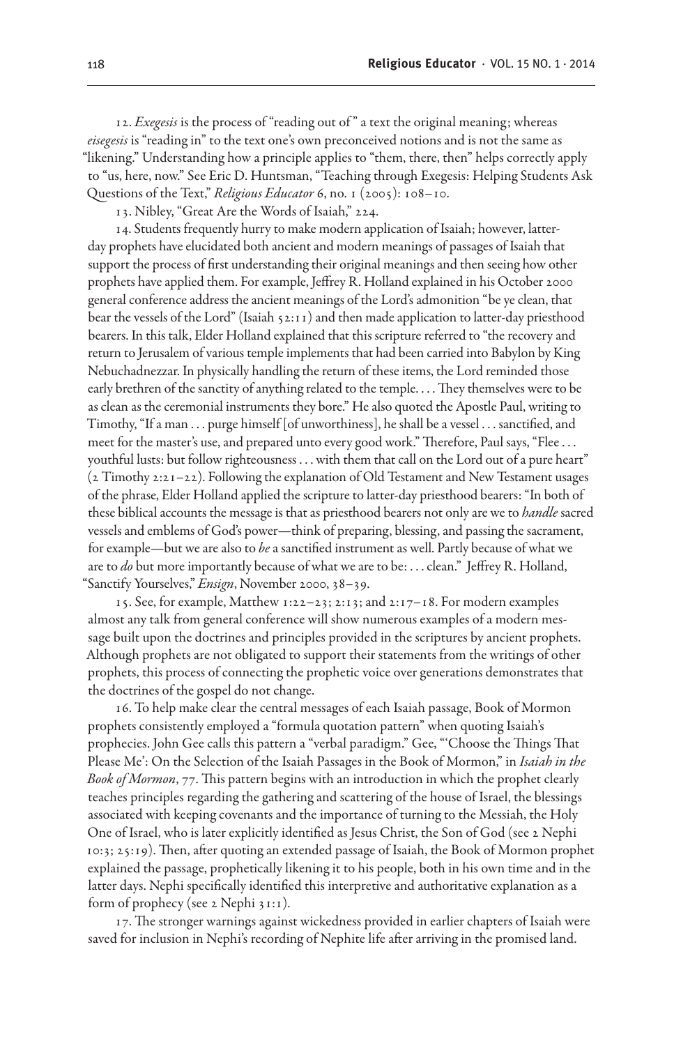12. *Exegesis* is the process of "reading out of" a text the original meaning; whereas *eisegesis* is "reading in" to the text one's own preconceived notions and is not the same as "likening." Understanding how a principle applies to "them, there, then" helps correctly apply to "us, here, now." See Eric D. Huntsman, "Teaching through Exegesis: Helping Students Ask Questions of the Text," *Religious Educator* 6, no. 1 (2005): 108–10.

13. Nibley, "Great Are the Words of Isaiah," 224.

14. Students frequently hurry to make modern application of Isaiah; however, latter-day prophets have elucidated both ancient and modern meanings of passages of Isaiah that support the process of first understanding their original meanings and then seeing how other prophets have applied them. For example, Jeffrey R. Holland explained in his October 2000 general conference address the ancient meanings of the Lord's admonition "be ye clean, that bear the vessels of the Lord" (Isaiah 52:11) and then made application to latter-day priesthood bearers. In this talk, Elder Holland explained that this scripture referred to "the recovery and return to Jerusalem of various temple implements that had been carried into Babylon by King Nebuchadnezzar. In physically handling the return of these items, the Lord reminded those early brethren of the sanctity of anything related to the temple. . . . They themselves were to be as clean as the ceremonial instruments they bore." He also quoted the Apostle Paul, writing to Timothy, "If a man . . . purge himself [of unworthiness], he shall be a vessel . . . sanctified, and meet for the master's use, and prepared unto every good work." Therefore, Paul says, "Flee . . . youthful lusts: but follow righteousness . . . with them that call on the Lord out of a pure heart" (2 Timothy 2:21–22). Following the explanation of Old Testament and New Testament usages of the phrase, Elder Holland applied the scripture to latter-day priesthood bearers: "In both of these biblical accounts the message is that as priesthood bearers not only are we to *handle* sacred vessels and emblems of God's power—think of preparing, blessing, and passing the sacrament, for example—but we are also to *be* a sanctified instrument as well. Partly because of what we are to *do* but more importantly because of what we are to be: . . . clean." Jeffrey R. Holland, "Sanctify Yourselves," *Ensign*, November 2000, 38–39.

15. See, for example, Matthew 1:22–23; 2:13; and 2:17–18. For modern examples almost any talk from general conference will show numerous examples of a modern message built upon the doctrines and principles provided in the scriptures by ancient prophets. Although prophets are not obligated to support their statements from the writings of other prophets, this process of connecting the prophetic voice over generations demonstrates that the doctrines of the gospel do not change.

16. To help make clear the central messages of each Isaiah passage, Book of Mormon prophets consistently employed a "formula quotation pattern" when quoting Isaiah's prophecies. John Gee calls this pattern a "verbal paradigm." Gee, "'Choose the Things That Please Me': On the Selection of the Isaiah Passages in the Book of Mormon," in *Isaiah in the Book of Mormon*, 77. This pattern begins with an introduction in which the prophet clearly teaches principles regarding the gathering and scattering of the house of Israel, the blessings associated with keeping covenants and the importance of turning to the Messiah, the Holy One of Israel, who is later explicitly identified as Jesus Christ, the Son of God (see 2 Nephi 10:3; 25:19). Then, after quoting an extended passage of Isaiah, the Book of Mormon prophet explained the passage, prophetically likening it to his people, both in his own time and in the latter days. Nephi specifically identified this interpretive and authoritative explanation as a form of prophecy (see 2 Nephi 31:1).

17. The stronger warnings against wickedness provided in earlier chapters of Isaiah were saved for inclusion in Nephi's recording of Nephite life after arriving in the promised land.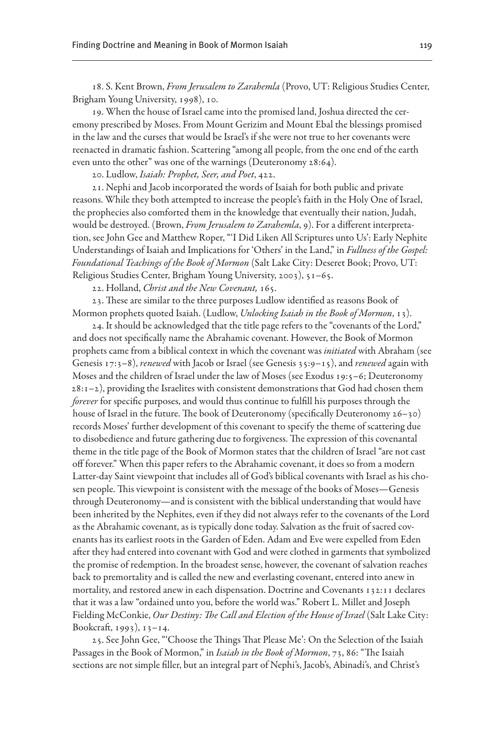18. S. Kent Brown, *From Jerusalem to Zarahemla* (Provo, UT: Religious Studies Center, Brigham Young University, 1998), 10.

19. When the house of Israel came into the promised land, Joshua directed the ceremony prescribed by Moses. From Mount Gerizim and Mount Ebal the blessings promised in the law and the curses that would be Israel's if she were not true to her covenants were reenacted in dramatic fashion. Scattering "among all people, from the one end of the earth even unto the other" was one of the warnings (Deuteronomy 28:64).

20. Ludlow, *Isaiah: Prophet, Seer, and Poet*, 422.

21. Nephi and Jacob incorporated the words of Isaiah for both public and private reasons. While they both attempted to increase the people's faith in the Holy One of Israel, the prophecies also comforted them in the knowledge that eventually their nation, Judah, would be destroyed. (Brown, *From Jerusalem to Zarahemla*, 9). For a different interpretation, see John Gee and Matthew Roper, "'I Did Liken All Scriptures unto Us': Early Nephite Understandings of Isaiah and Implications for 'Others' in the Land," in *Fullness of the Gospel: Foundational Teachings of the Book of Mormon* (Salt Lake City: Deseret Book; Provo, UT: Religious Studies Center, Brigham Young University, 2003), 51–65.

22. Holland, *Christ and the New Covenant,* 165.

23. These are similar to the three purposes Ludlow identified as reasons Book of Mormon prophets quoted Isaiah. (Ludlow, *Unlocking Isaiah in the Book of Mormon*, 13).

24. It should be acknowledged that the title page refers to the "covenants of the Lord," and does not specifically name the Abrahamic covenant. However, the Book of Mormon prophets came from a biblical context in which the covenant was *initiated* with Abraham (see Genesis 17:3–8), *renewed* with Jacob or Israel (see Genesis 35:9–15), and *renewed* again with Moses and the children of Israel under the law of Moses (see Exodus 19:5–6; Deuteronomy 28:1–2), providing the Israelites with consistent demonstrations that God had chosen them *forever* for specific purposes, and would thus continue to fulfill his purposes through the house of Israel in the future. The book of Deuteronomy (specifically Deuteronomy 26–30) records Moses' further development of this covenant to specify the theme of scattering due to disobedience and future gathering due to forgiveness. The expression of this covenantal theme in the title page of the Book of Mormon states that the children of Israel "are not cast off forever." When this paper refers to the Abrahamic covenant, it does so from a modern Latter-day Saint viewpoint that includes all of God's biblical covenants with Israel as his chosen people. This viewpoint is consistent with the message of the books of Moses—Genesis through Deuteronomy—and is consistent with the biblical understanding that would have been inherited by the Nephites, even if they did not always refer to the covenants of the Lord as the Abrahamic covenant, as is typically done today. Salvation as the fruit of sacred covenants has its earliest roots in the Garden of Eden. Adam and Eve were expelled from Eden after they had entered into covenant with God and were clothed in garments that symbolized the promise of redemption. In the broadest sense, however, the covenant of salvation reaches back to premortality and is called the new and everlasting covenant, entered into anew in mortality, and restored anew in each dispensation. Doctrine and Covenants 132:11 declares that it was a law "ordained unto you, before the world was." Robert L. Millet and Joseph Fielding McConkie, *Our Destiny: The Call and Election of the House of Israel* (Salt Lake City: Bookcraft, 1993), 13–14.

25. See John Gee, "'Choose the Things That Please Me': On the Selection of the Isaiah Passages in the Book of Mormon," in *Isaiah in the Book of Mormon*, 73, 86: "The Isaiah sections are not simple filler, but an integral part of Nephi's, Jacob's, Abinadi's, and Christ's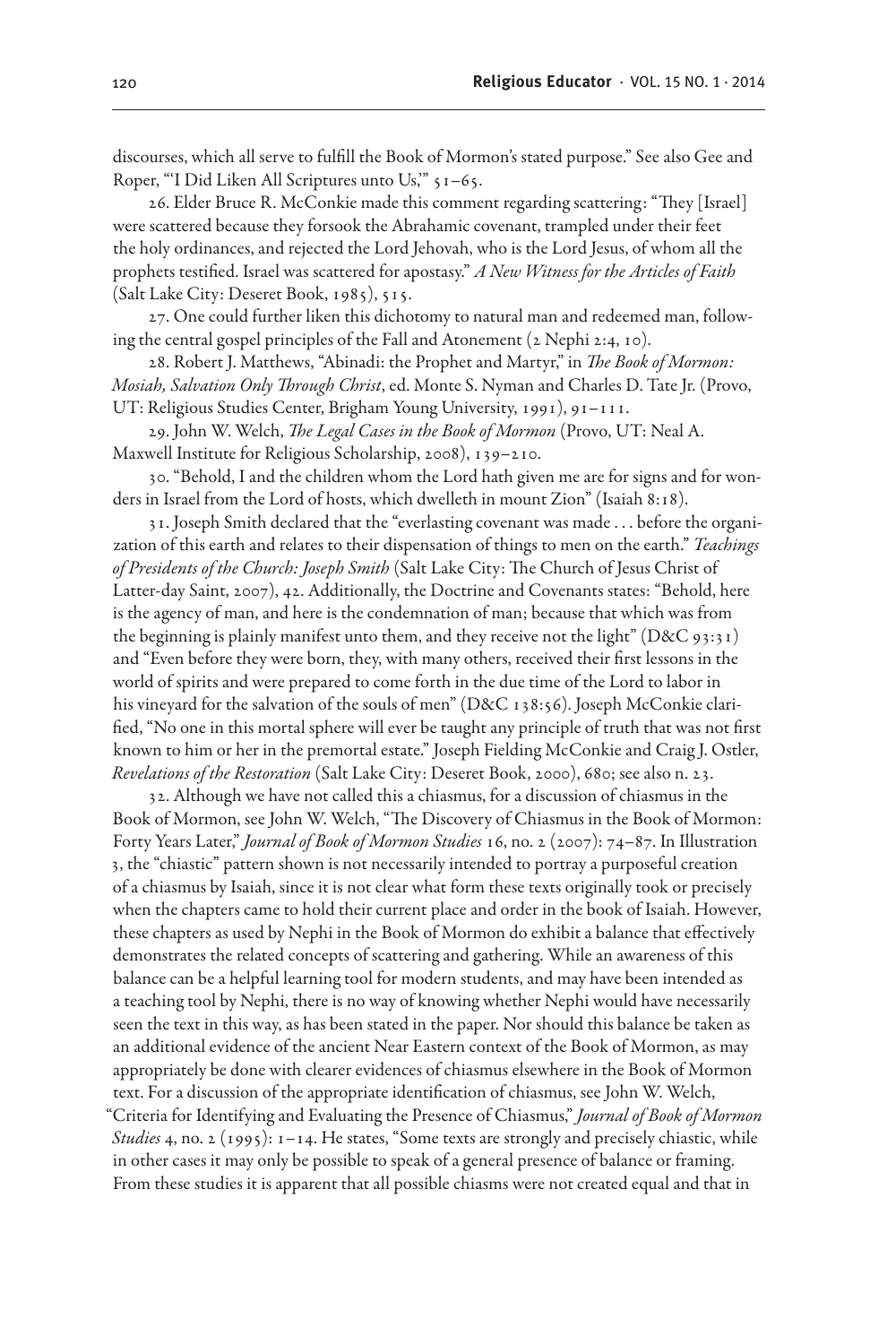discourses, which all serve to fulfill the Book of Mormon's stated purpose." See also Gee and Roper, "'I Did Liken All Scriptures unto Us,'" 51–65.

26. Elder Bruce R. McConkie made this comment regarding scattering: "They [Israel] were scattered because they forsook the Abrahamic covenant, trampled under their feet the holy ordinances, and rejected the Lord Jehovah, who is the Lord Jesus, of whom all the prophets testified. Israel was scattered for apostasy." *A New Witness for the Articles of Faith* (Salt Lake City: Deseret Book, 1985), 515.

27. One could further liken this dichotomy to natural man and redeemed man, following the central gospel principles of the Fall and Atonement (2 Nephi 2:4, 10).

28. Robert J. Matthews, "Abinadi: the Prophet and Martyr," in *The Book of Mormon: Mosiah, Salvation Only Through Christ*, ed. Monte S. Nyman and Charles D. Tate Jr. (Provo, UT: Religious Studies Center, Brigham Young University, 1991), 91–111.

29. John W. Welch, *The Legal Cases in the Book of Mormon* (Provo, UT: Neal A. Maxwell Institute for Religious Scholarship, 2008), 139–210.

30. "Behold, I and the children whom the Lord hath given me are for signs and for wonders in Israel from the Lord of hosts, which dwelleth in mount Zion" (Isaiah 8:18).

31. Joseph Smith declared that the "everlasting covenant was made . . . before the organization of this earth and relates to their dispensation of things to men on the earth." *Teachings of Presidents of the Church: Joseph Smith* (Salt Lake City: The Church of Jesus Christ of Latter-day Saint, 2007), 42. Additionally, the Doctrine and Covenants states: "Behold, here is the agency of man, and here is the condemnation of man; because that which was from the beginning is plainly manifest unto them, and they receive not the light" (D&C 93:31) and "Even before they were born, they, with many others, received their first lessons in the world of spirits and were prepared to come forth in the due time of the Lord to labor in his vineyard for the salvation of the souls of men" (D&C 138:56). Joseph McConkie clarified, "No one in this mortal sphere will ever be taught any principle of truth that was not first known to him or her in the premortal estate." Joseph Fielding McConkie and Craig J. Ostler, *Revelations of the Restoration* (Salt Lake City: Deseret Book, 2000), 680; see also n. 23.

32. Although we have not called this a chiasmus, for a discussion of chiasmus in the Book of Mormon, see John W. Welch, "The Discovery of Chiasmus in the Book of Mormon: Forty Years Later," *Journal of Book of Mormon Studies* 16, no. 2 (2007): 74–87. In Illustration 3, the "chiastic" pattern shown is not necessarily intended to portray a purposeful creation of a chiasmus by Isaiah, since it is not clear what form these texts originally took or precisely when the chapters came to hold their current place and order in the book of Isaiah. However, these chapters as used by Nephi in the Book of Mormon do exhibit a balance that effectively demonstrates the related concepts of scattering and gathering. While an awareness of this balance can be a helpful learning tool for modern students, and may have been intended as a teaching tool by Nephi, there is no way of knowing whether Nephi would have necessarily seen the text in this way, as has been stated in the paper. Nor should this balance be taken as an additional evidence of the ancient Near Eastern context of the Book of Mormon, as may appropriately be done with clearer evidences of chiasmus elsewhere in the Book of Mormon text. For a discussion of the appropriate identification of chiasmus, see John W. Welch, "Criteria for Identifying and Evaluating the Presence of Chiasmus," *Journal of Book of Mormon Studies* 4, no. 2 (1995): 1–14. He states, "Some texts are strongly and precisely chiastic, while in other cases it may only be possible to speak of a general presence of balance or framing. From these studies it is apparent that all possible chiasms were not created equal and that in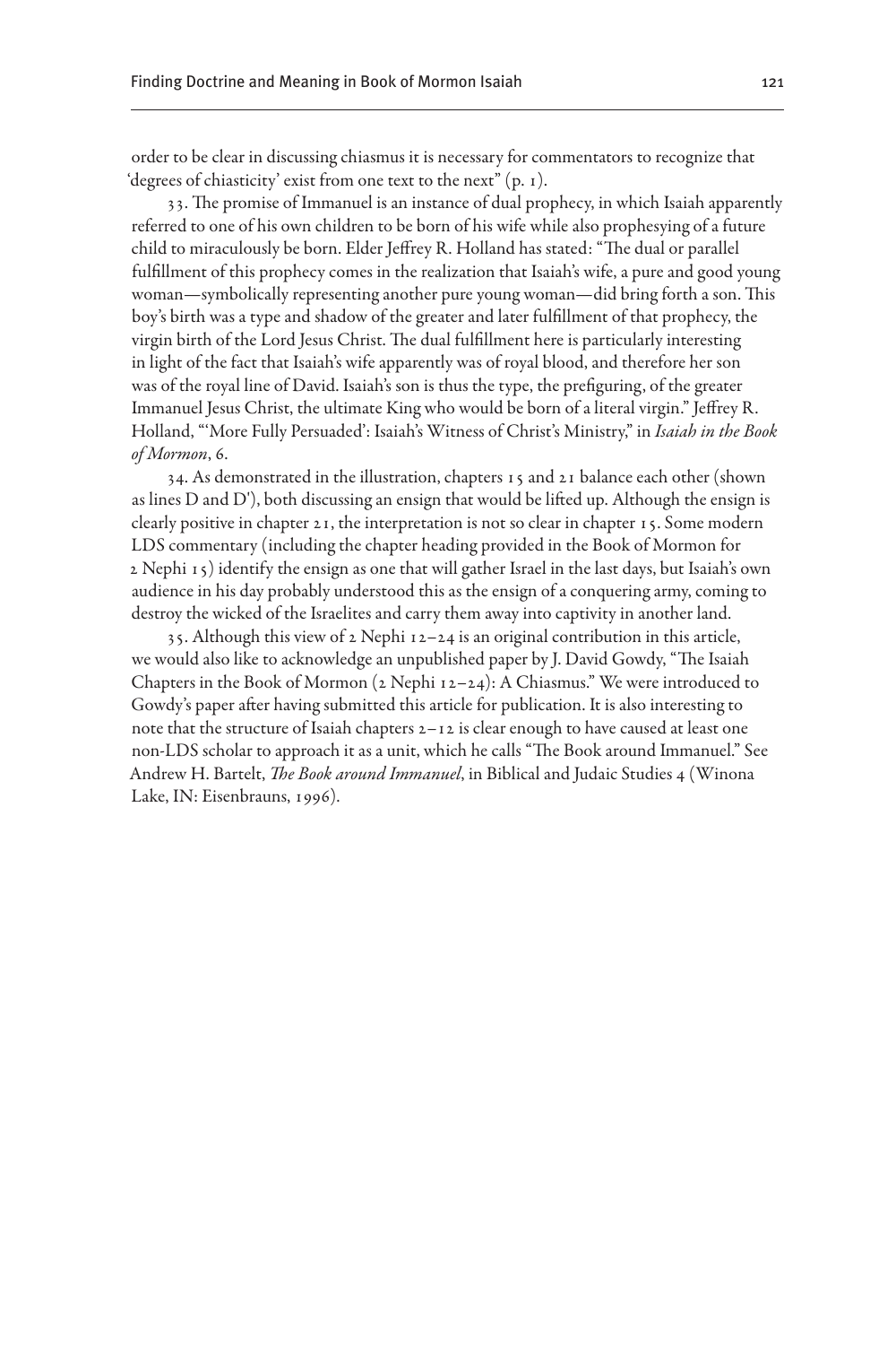order to be clear in discussing chiasmus it is necessary for commentators to recognize that 'degrees of chiasticity' exist from one text to the next" (p. 1).

33. The promise of Immanuel is an instance of dual prophecy, in which Isaiah apparently referred to one of his own children to be born of his wife while also prophesying of a future child to miraculously be born. Elder Jeffrey R. Holland has stated: "The dual or parallel fulfillment of this prophecy comes in the realization that Isaiah's wife, a pure and good young woman—symbolically representing another pure young woman—did bring forth a son. This boy's birth was a type and shadow of the greater and later fulfillment of that prophecy, the virgin birth of the Lord Jesus Christ. The dual fulfillment here is particularly interesting in light of the fact that Isaiah's wife apparently was of royal blood, and therefore her son was of the royal line of David. Isaiah's son is thus the type, the prefiguring, of the greater Immanuel Jesus Christ, the ultimate King who would be born of a literal virgin." Jeffrey R. Holland, "'More Fully Persuaded': Isaiah's Witness of Christ's Ministry," in *Isaiah in the Book of Mormon*, 6.

34. As demonstrated in the illustration, chapters 15 and 21 balance each other (shown as lines D and D'), both discussing an ensign that would be lifted up. Although the ensign is clearly positive in chapter 21, the interpretation is not so clear in chapter 15. Some modern LDS commentary (including the chapter heading provided in the Book of Mormon for 2 Nephi 15) identify the ensign as one that will gather Israel in the last days, but Isaiah's own audience in his day probably understood this as the ensign of a conquering army, coming to destroy the wicked of the Israelites and carry them away into captivity in another land.

35. Although this view of 2 Nephi 12–24 is an original contribution in this article, we would also like to acknowledge an unpublished paper by J. David Gowdy, "The Isaiah Chapters in the Book of Mormon (2 Nephi 12–24): A Chiasmus." We were introduced to Gowdy's paper after having submitted this article for publication. It is also interesting to note that the structure of Isaiah chapters 2–12 is clear enough to have caused at least one non-LDS scholar to approach it as a unit, which he calls "The Book around Immanuel." See Andrew H. Bartelt, *The Book around Immanuel*, in Biblical and Judaic Studies 4 (Winona Lake, IN: Eisenbrauns, 1996).